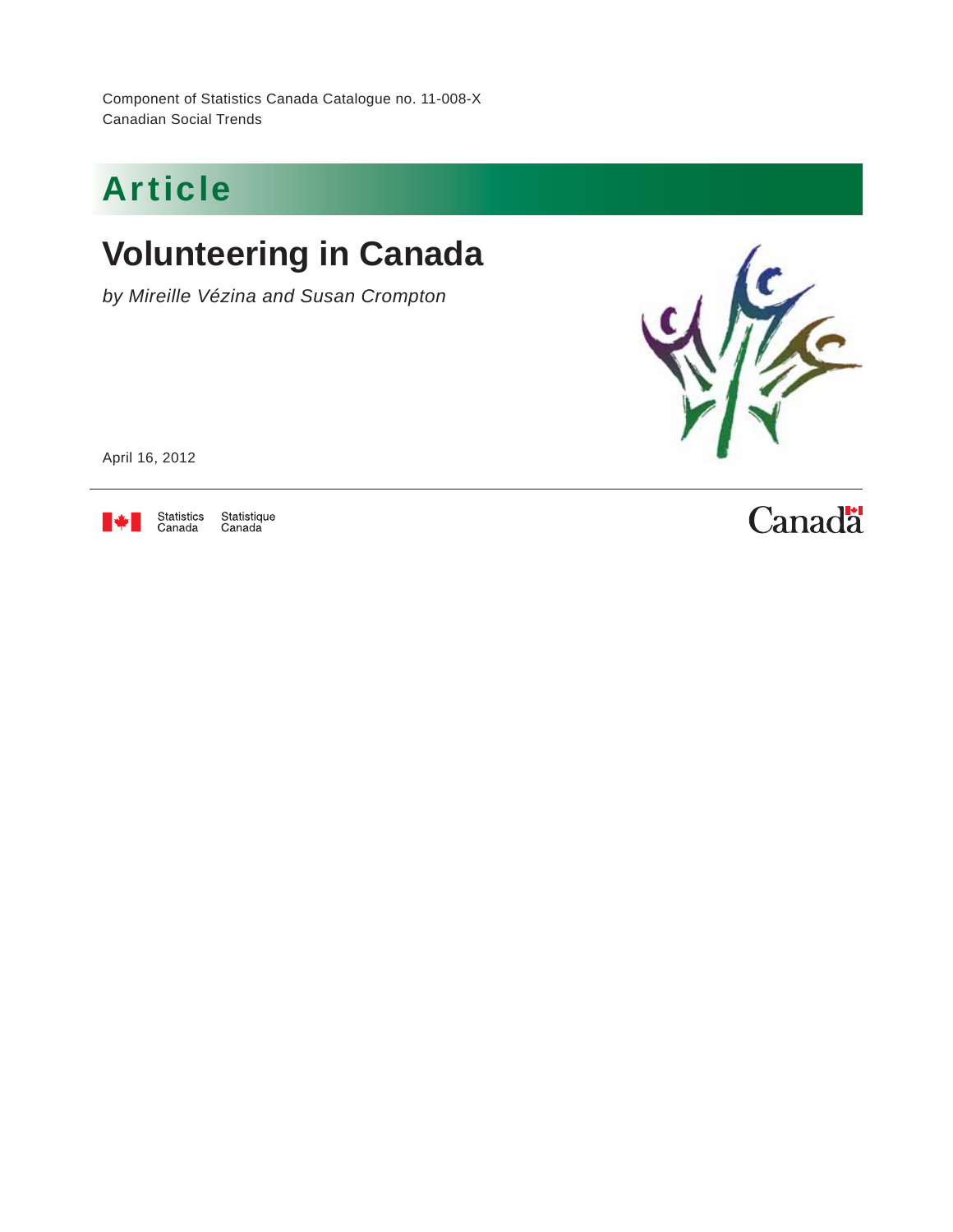Component of Statistics Canada Catalogue no. 11-008-X
Canadian Social Trends

## Article

# Volunteering in Canada

*by Mireille Vézina and Susan Crompton*

April 16, 2012

Statistics Canada Statistique Canada

Canada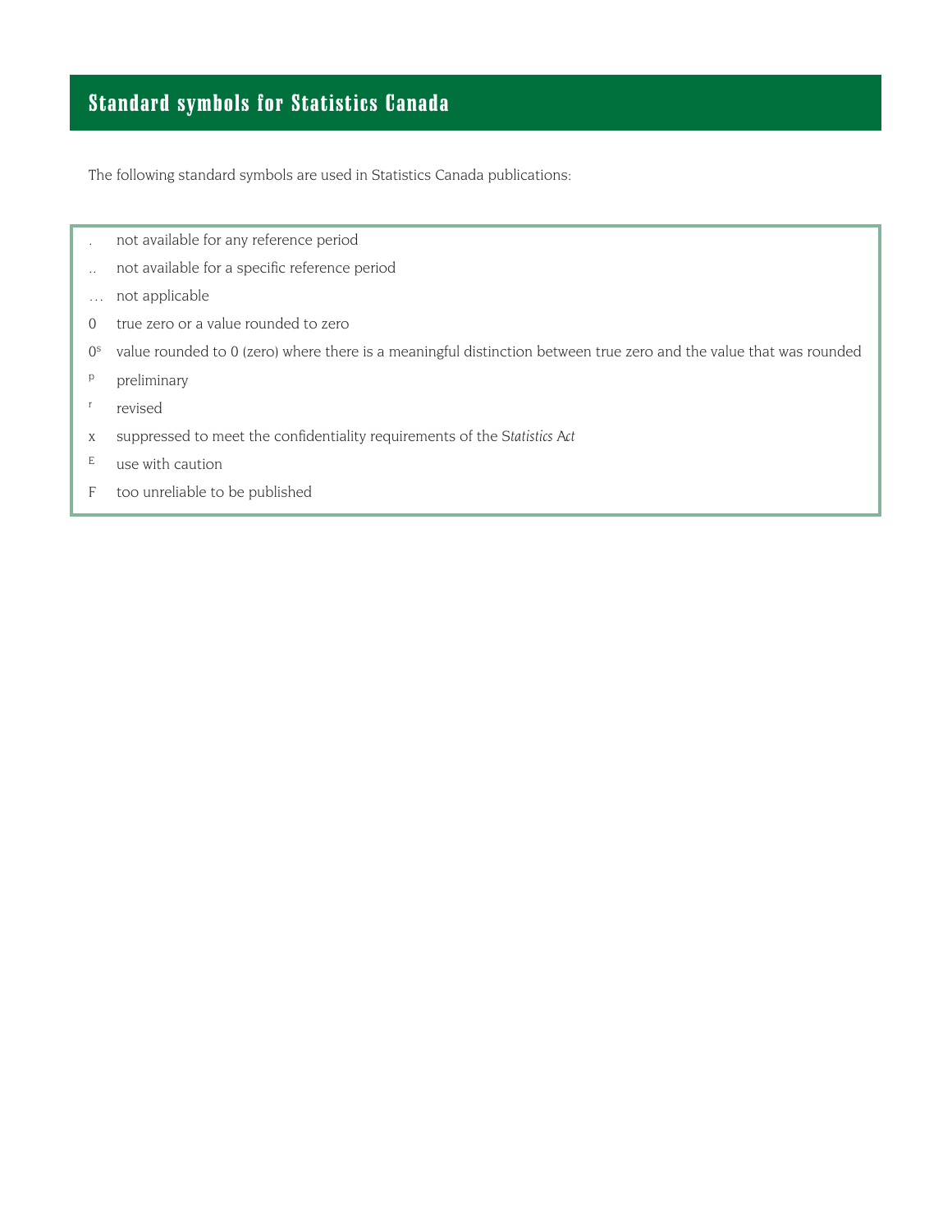## Standard symbols for Statistics Canada

The following standard symbols are used in Statistics Canada publications:

| Symbol | Meaning |
|---|---|
| . | not available for any reference period |
| .. | not available for a specific reference period |
| ... | not applicable |
| 0 | true zero or a value rounded to zero |
| $0^s$ | value rounded to 0 (zero) where there is a meaningful distinction between true zero and the value that was rounded |
| $^p$ | preliminary |
| $^r$ | revised |
| x | suppressed to meet the confidentiality requirements of the *Statistics Act* |
| $^E$ | use with caution |
| F | too unreliable to be published |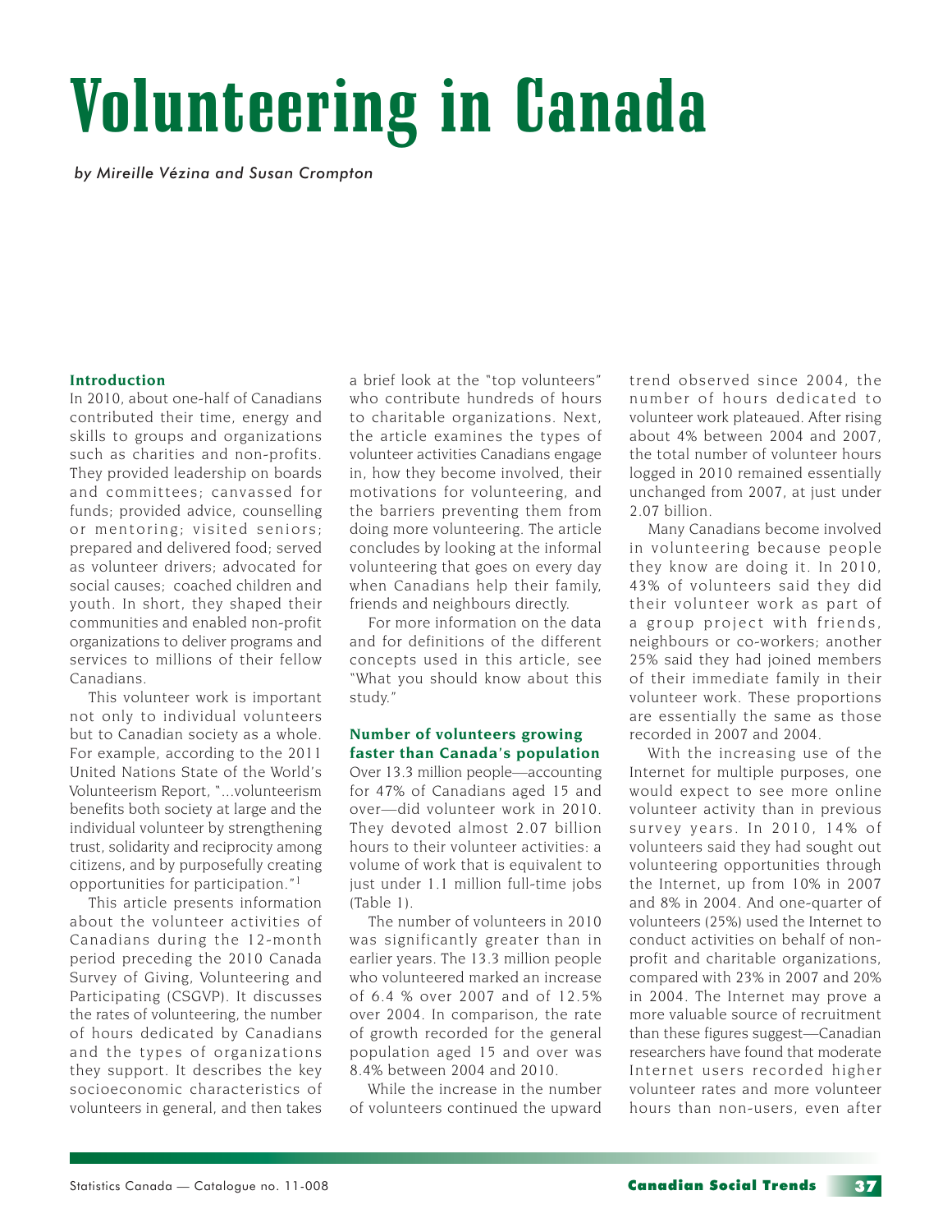# Volunteering in Canada

*by Mireille Vézina and Susan Crompton*

## Introduction

In 2010, about one-half of Canadians contributed their time, energy and skills to groups and organizations such as charities and non-profits. They provided leadership on boards and committees; canvassed for funds; provided advice, counselling or mentoring; visited seniors; prepared and delivered food; served as volunteer drivers; advocated for social causes; coached children and youth. In short, they shaped their communities and enabled non-profit organizations to deliver programs and services to millions of their fellow Canadians.

This volunteer work is important not only to individual volunteers but to Canadian society as a whole. For example, according to the 2011 United Nations State of the World's Volunteerism Report, "...volunteerism benefits both society at large and the individual volunteer by strengthening trust, solidarity and reciprocity among citizens, and by purposefully creating opportunities for participation."[1]

This article presents information about the volunteer activities of Canadians during the 12-month period preceding the 2010 Canada Survey of Giving, Volunteering and Participating (CSGVP). It discusses the rates of volunteering, the number of hours dedicated by Canadians and the types of organizations they support. It describes the key socioeconomic characteristics of volunteers in general, and then takes a brief look at the "top volunteers" who contribute hundreds of hours to charitable organizations. Next, the article examines the types of volunteer activities Canadians engage in, how they become involved, their motivations for volunteering, and the barriers preventing them from doing more volunteering. The article concludes by looking at the informal volunteering that goes on every day when Canadians help their family, friends and neighbours directly.

For more information on the data and for definitions of the different concepts used in this article, see "What you should know about this study."

## Number of volunteers growing faster than Canada's population

Over 13.3 million people—accounting for 47% of Canadians aged 15 and over—did volunteer work in 2010. They devoted almost 2.07 billion hours to their volunteer activities: a volume of work that is equivalent to just under 1.1 million full-time jobs (Table 1).

The number of volunteers in 2010 was significantly greater than in earlier years. The 13.3 million people who volunteered marked an increase of 6.4 % over 2007 and of 12.5% over 2004. In comparison, the rate of growth recorded for the general population aged 15 and over was 8.4% between 2004 and 2010.

While the increase in the number of volunteers continued the upward trend observed since 2004, the number of hours dedicated to volunteer work plateaued. After rising about 4% between 2004 and 2007, the total number of volunteer hours logged in 2010 remained essentially unchanged from 2007, at just under 2.07 billion.

Many Canadians become involved in volunteering because people they know are doing it. In 2010, 43% of volunteers said they did their volunteer work as part of a group project with friends, neighbours or co-workers; another 25% said they had joined members of their immediate family in their volunteer work. These proportions are essentially the same as those recorded in 2007 and 2004.

With the increasing use of the Internet for multiple purposes, one would expect to see more online volunteer activity than in previous survey years. In 2010, 14% of volunteers said they had sought out volunteering opportunities through the Internet, up from 10% in 2007 and 8% in 2004. And one-quarter of volunteers (25%) used the Internet to conduct activities on behalf of non-profit and charitable organizations, compared with 23% in 2007 and 20% in 2004. The Internet may prove a more valuable source of recruitment than these figures suggest—Canadian researchers have found that moderate Internet users recorded higher volunteer rates and more volunteer hours than non-users, even after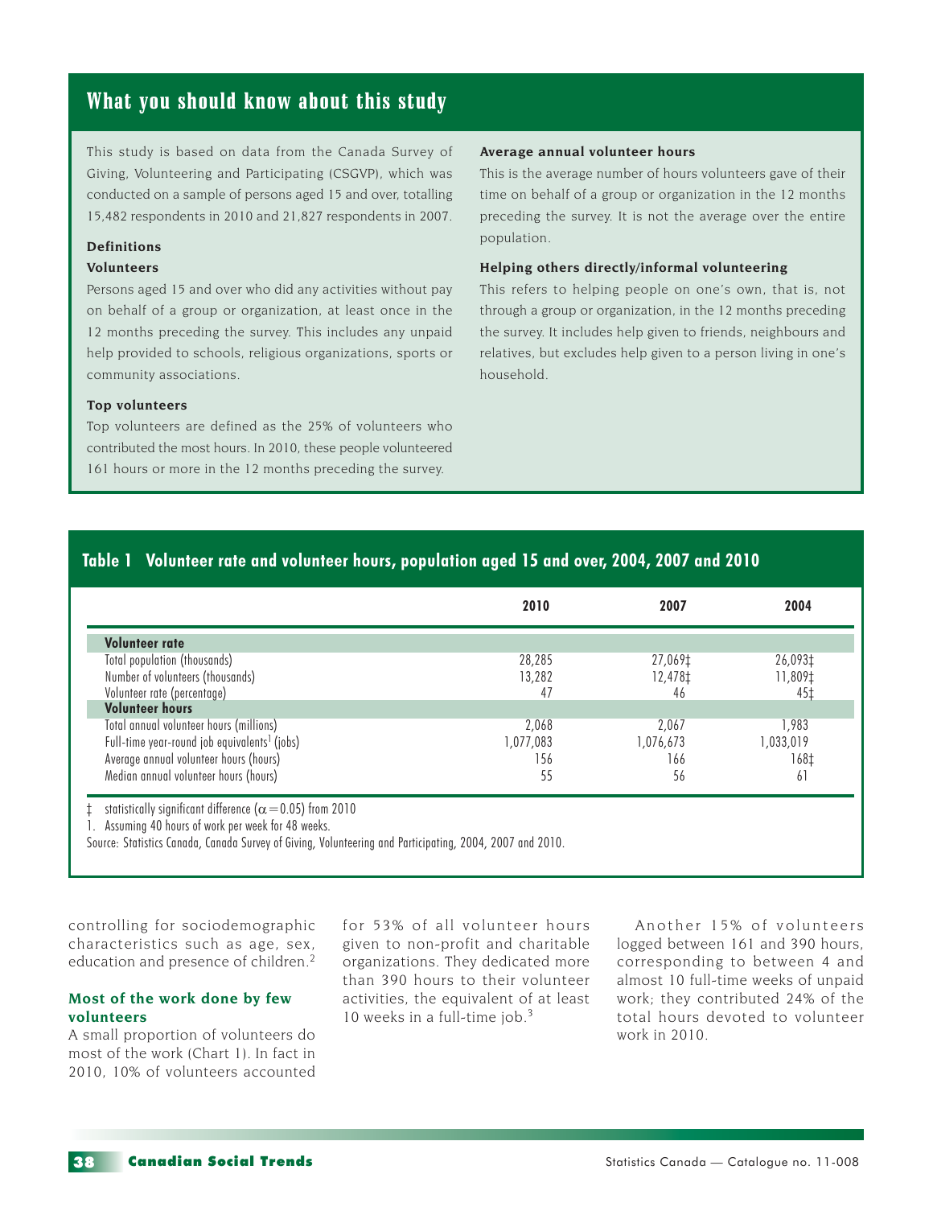## What you should know about this study

This study is based on data from the Canada Survey of Giving, Volunteering and Participating (CSGVP), which was conducted on a sample of persons aged 15 and over, totalling 15,482 respondents in 2010 and 21,827 respondents in 2007.

**Definitions**

**Volunteers**

Persons aged 15 and over who did any activities without pay on behalf of a group or organization, at least once in the 12 months preceding the survey. This includes any unpaid help provided to schools, religious organizations, sports or community associations.

**Top volunteers**

Top volunteers are defined as the 25% of volunteers who contributed the most hours. In 2010, these people volunteered 161 hours or more in the 12 months preceding the survey.

**Average annual volunteer hours**

This is the average number of hours volunteers gave of their time on behalf of a group or organization in the 12 months preceding the survey. It is not the average over the entire population.

**Helping others directly/informal volunteering**

This refers to helping people on one's own, that is, not through a group or organization, in the 12 months preceding the survey. It includes help given to friends, neighbours and relatives, but excludes help given to a person living in one's household.

### Table 1 Volunteer rate and volunteer hours, population aged 15 and over, 2004, 2007 and 2010

| | 2010 | 2007 | 2004 |
|---|---|---|---|
| **Volunteer rate** | | | |
| Total population (thousands) | 28,285 | 27,069‡ | 26,093‡ |
| Number of volunteers (thousands) | 13,282 | 12,478‡ | 11,809‡ |
| Volunteer rate (percentage) | 47 | 46 | 45‡ |
| **Volunteer hours** | | | |
| Total annual volunteer hours (millions) | 2,068 | 2,067 | 1,983 |
| Full-time year-round job equivalents[1] (jobs) | 1,077,083 | 1,076,673 | 1,033,019 |
| Average annual volunteer hours (hours) | 156 | 166 | 168‡ |
| Median annual volunteer hours (hours) | 55 | 56 | 61 |

‡ statistically significant difference ($\alpha = 0.05$) from 2010

1. Assuming 40 hours of work per week for 48 weeks.

Source: Statistics Canada, Canada Survey of Giving, Volunteering and Participating, 2004, 2007 and 2010.

controlling for sociodemographic characteristics such as age, sex, education and presence of children.[2]

### Most of the work done by few volunteers

A small proportion of volunteers do most of the work (Chart 1). In fact in 2010, 10% of volunteers accounted for 53% of all volunteer hours given to non-profit and charitable organizations. They dedicated more than 390 hours to their volunteer activities, the equivalent of at least 10 weeks in a full-time job.[3]

Another 15% of volunteers logged between 161 and 390 hours, corresponding to between 4 and almost 10 full-time weeks of unpaid work; they contributed 24% of the total hours devoted to volunteer work in 2010.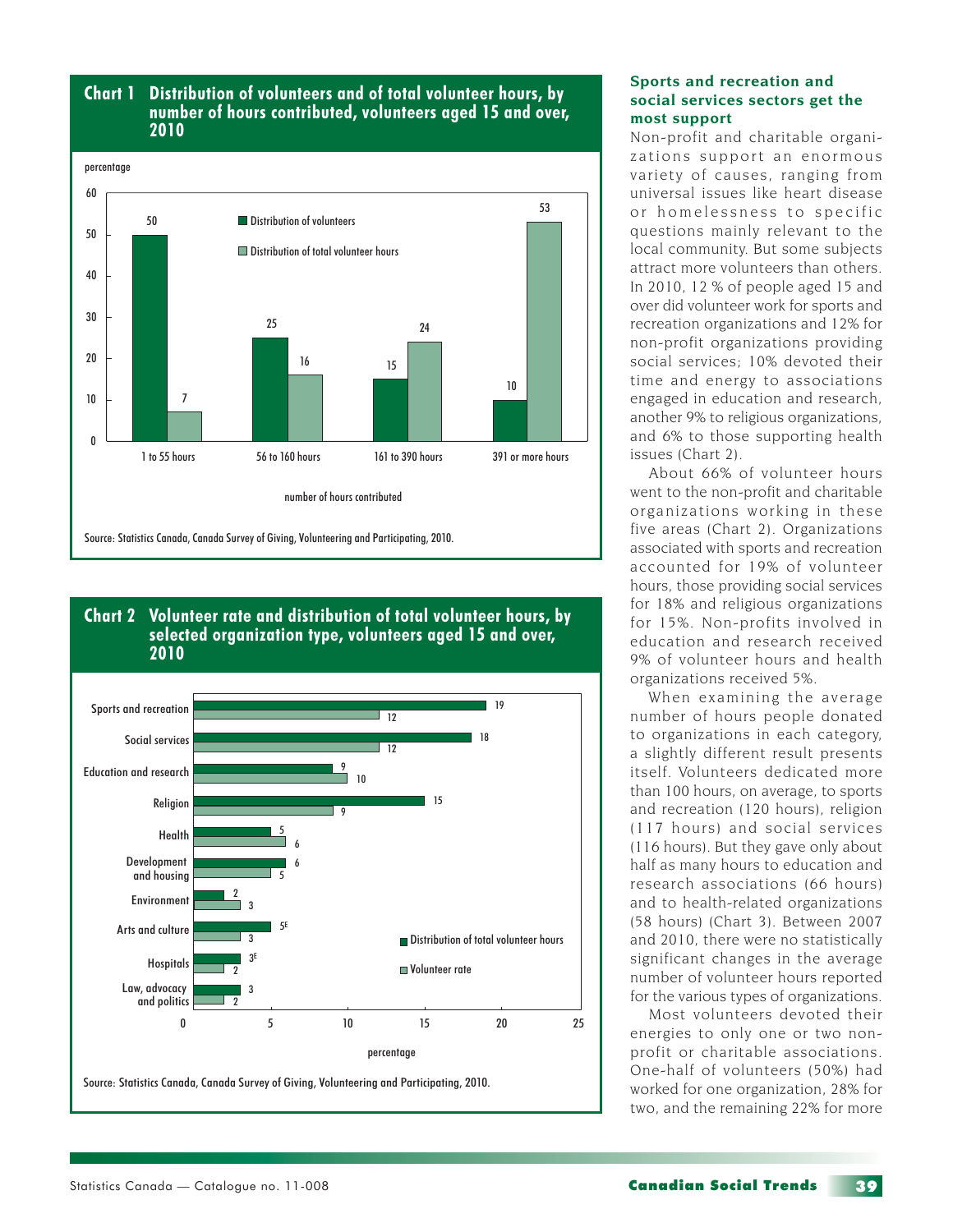## Chart 1 Distribution of volunteers and of total volunteer hours, by number of hours contributed, volunteers aged 15 and over, 2010

| number of hours contributed | Distribution of volunteers (percentage) | Distribution of total volunteer hours (percentage) |
|---|---|---|
| 1 to 55 hours | 50 | 7 |
| 56 to 160 hours | 25 | 16 |
| 161 to 390 hours | 15 | 24 |
| 391 or more hours | 10 | 53 |

Source: Statistics Canada, Canada Survey of Giving, Volunteering and Participating, 2010.

## Chart 2 Volunteer rate and distribution of total volunteer hours, by selected organization type, volunteers aged 15 and over, 2010

| Organization type | Distribution of total volunteer hours (percentage) | Volunteer rate (percentage) |
|---|---|---|
| Sports and recreation | 19 | 12 |
| Social services | 18 | 12 |
| Education and research | 9 | 10 |
| Religion | 15 | 9 |
| Health | 5 | 6 |
| Development and housing | 6 | 5 |
| Environment | 2 | 3 |
| Arts and culture | 5E | 3 |
| Hospitals | 3E | 2 |
| Law, advocacy and politics | 3 | 2 |

Source: Statistics Canada, Canada Survey of Giving, Volunteering and Participating, 2010.

### Sports and recreation and social services sectors get the most support

Non-profit and charitable organizations support an enormous variety of causes, ranging from universal issues like heart disease or homelessness to specific questions mainly relevant to the local community. But some subjects attract more volunteers than others. In 2010, 12 % of people aged 15 and over did volunteer work for sports and recreation organizations and 12% for non-profit organizations providing social services; 10% devoted their time and energy to associations engaged in education and research, another 9% to religious organizations, and 6% to those supporting health issues (Chart 2).

About 66% of volunteer hours went to the non-profit and charitable organizations working in these five areas (Chart 2). Organizations associated with sports and recreation accounted for 19% of volunteer hours, those providing social services for 18% and religious organizations for 15%. Non-profits involved in education and research received 9% of volunteer hours and health organizations received 5%.

When examining the average number of hours people donated to organizations in each category, a slightly different result presents itself. Volunteers dedicated more than 100 hours, on average, to sports and recreation (120 hours), religion (117 hours) and social services (116 hours). But they gave only about half as many hours to education and research associations (66 hours) and to health-related organizations (58 hours) (Chart 3). Between 2007 and 2010, there were no statistically significant changes in the average number of volunteer hours reported for the various types of organizations.

Most volunteers devoted their energies to only one or two non-profit or charitable associations. One-half of volunteers (50%) had worked for one organization, 28% for two, and the remaining 22% for more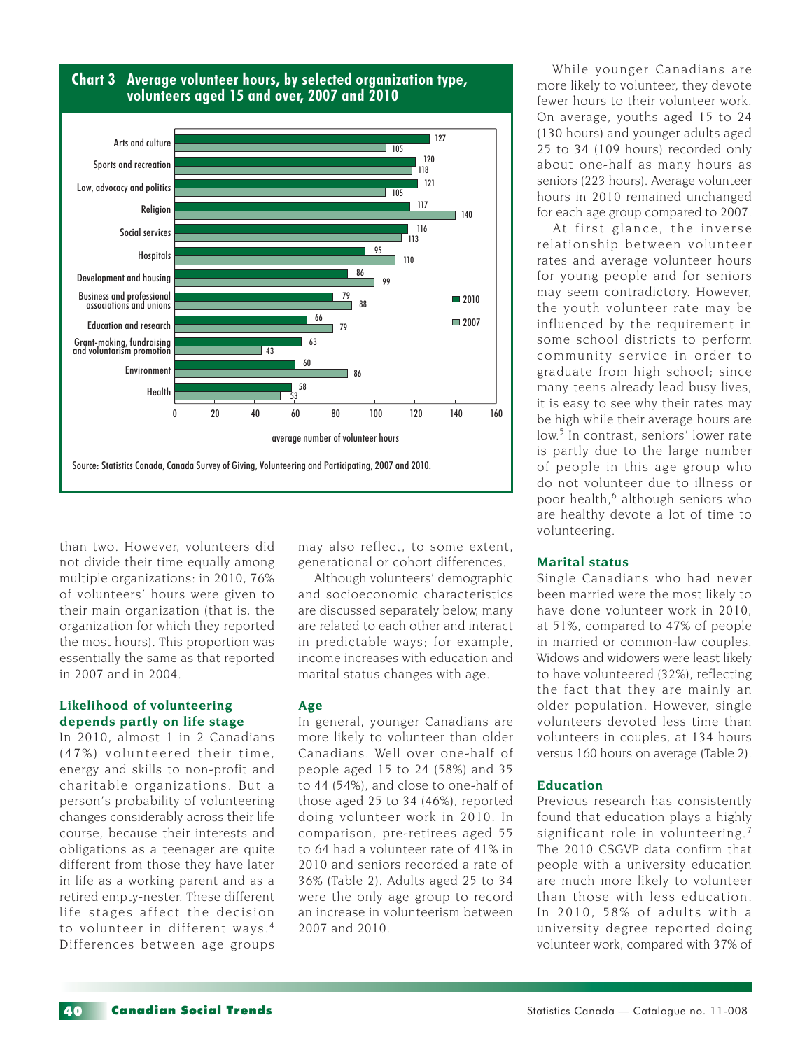## Chart 3 Average volunteer hours, by selected organization type, volunteers aged 15 and over, 2007 and 2010

| Organization type | 2010 | 2007 |
|---|---|---|
| Arts and culture | 127 | 105 |
| Sports and recreation | 120 | 118 |
| Law, advocacy and politics | 121 | 105 |
| Religion | 117 | 140 |
| Social services | 116 | 113 |
| Hospitals | 95 | 110 |
| Development and housing | 86 | 99 |
| Business and professional associations and unions | 79 | 88 |
| Education and research | 66 | 79 |
| Grant-making, fundraising and voluntarism promotion | 63 | 43 |
| Environment | 60 | 86 |
| Health | 58 | 53 |

average number of volunteer hours

Source: Statistics Canada, Canada Survey of Giving, Volunteering and Participating, 2007 and 2010.

than two. However, volunteers did not divide their time equally among multiple organizations: in 2010, 76% of volunteers' hours were given to their main organization (that is, the organization for which they reported the most hours). This proportion was essentially the same as that reported in 2007 and in 2004.

### Likelihood of volunteering depends partly on life stage

In 2010, almost 1 in 2 Canadians (47%) volunteered their time, energy and skills to non-profit and charitable organizations. But a person's probability of volunteering changes considerably across their life course, because their interests and obligations as a teenager are quite different from those they have later in life as a working parent and as a retired empty-nester. These different life stages affect the decision to volunteer in different ways.[4] Differences between age groups may also reflect, to some extent, generational or cohort differences.

Although volunteers' demographic and socioeconomic characteristics are discussed separately below, many are related to each other and interact in predictable ways; for example, income increases with education and marital status changes with age.

### Age

In general, younger Canadians are more likely to volunteer than older Canadians. Well over one-half of people aged 15 to 24 (58%) and 35 to 44 (54%), and close to one-half of those aged 25 to 34 (46%), reported doing volunteer work in 2010. In comparison, pre-retirees aged 55 to 64 had a volunteer rate of 41% in 2010 and seniors recorded a rate of 36% (Table 2). Adults aged 25 to 34 were the only age group to record an increase in volunteerism between 2007 and 2010.

While younger Canadians are more likely to volunteer, they devote fewer hours to their volunteer work. On average, youths aged 15 to 24 (130 hours) and younger adults aged 25 to 34 (109 hours) recorded only about one-half as many hours as seniors (223 hours). Average volunteer hours in 2010 remained unchanged for each age group compared to 2007.

At first glance, the inverse relationship between volunteer rates and average volunteer hours for young people and for seniors may seem contradictory. However, the youth volunteer rate may be influenced by the requirement in some school districts to perform community service in order to graduate from high school; since many teens already lead busy lives, it is easy to see why their rates may be high while their average hours are low.[5] In contrast, seniors' lower rate is partly due to the large number of people in this age group who do not volunteer due to illness or poor health,[6] although seniors who are healthy devote a lot of time to volunteering.

### Marital status

Single Canadians who had never been married were the most likely to have done volunteer work in 2010, at 51%, compared to 47% of people in married or common-law couples. Widows and widowers were least likely to have volunteered (32%), reflecting the fact that they are mainly an older population. However, single volunteers devoted less time than volunteers in couples, at 134 hours versus 160 hours on average (Table 2).

### Education

Previous research has consistently found that education plays a highly significant role in volunteering.[7] The 2010 CSGVP data confirm that people with a university education are much more likely to volunteer than those with less education. In 2010, 58% of adults with a university degree reported doing volunteer work, compared with 37% of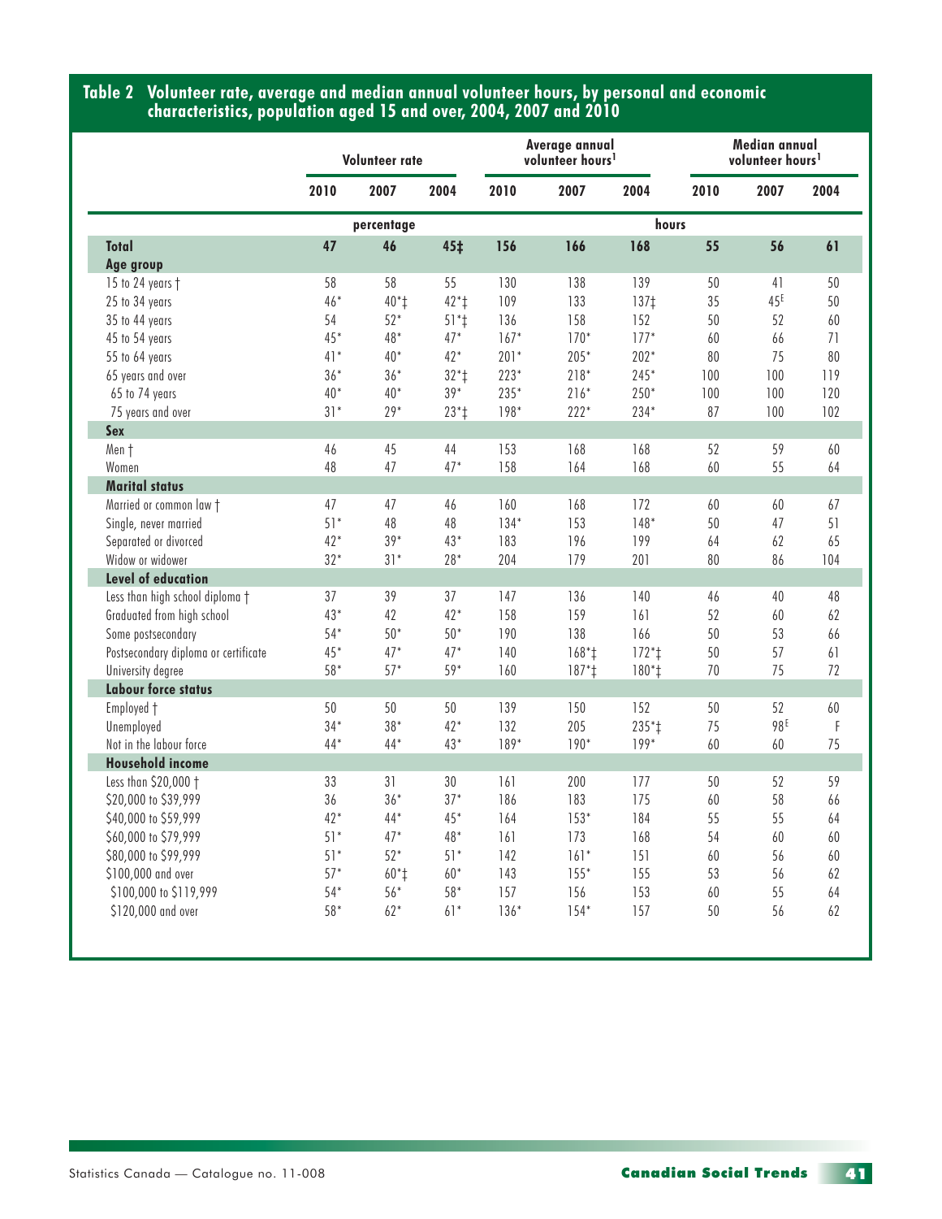## Table 2 Volunteer rate, average and median annual volunteer hours, by personal and economic characteristics, population aged 15 and over, 2004, 2007 and 2010

| | Volunteer rate | | | Average annual volunteer hours[1] | | | Median annual volunteer hours[1] | | |
|---|---|---|---|---|---|---|---|---|---|
| | 2010 | 2007 | 2004 | 2010 | 2007 | 2004 | 2010 | 2007 | 2004 |
| | percentage | | | hours | | | | | |
| **Total** | **47** | **46** | **45‡** | **156** | **166** | **168** | **55** | **56** | **61** |
| **Age group** | | | | | | | | | |
| 15 to 24 years † | 58 | 58 | 55 | 130 | 138 | 139 | 50 | 41 | 50 |
| 25 to 34 years | 46* | 40*‡ | 42*‡ | 109 | 133 | 137‡ | 35 | 45^E | 50 |
| 35 to 44 years | 54 | 52* | 51*‡ | 136 | 158 | 152 | 50 | 52 | 60 |
| 45 to 54 years | 45* | 48* | 47* | 167* | 170* | 177* | 60 | 66 | 71 |
| 55 to 64 years | 41* | 40* | 42* | 201* | 205* | 202* | 80 | 75 | 80 |
| 65 years and over | 36* | 36* | 32*‡ | 223* | 218* | 245* | 100 | 100 | 119 |
| 65 to 74 years | 40* | 40* | 39* | 235* | 216* | 250* | 100 | 100 | 120 |
| 75 years and over | 31* | 29* | 23*‡ | 198* | 222* | 234* | 87 | 100 | 102 |
| **Sex** | | | | | | | | | |
| Men † | 46 | 45 | 44 | 153 | 168 | 168 | 52 | 59 | 60 |
| Women | 48 | 47 | 47* | 158 | 164 | 168 | 60 | 55 | 64 |
| **Marital status** | | | | | | | | | |
| Married or common law † | 47 | 47 | 46 | 160 | 168 | 172 | 60 | 60 | 67 |
| Single, never married | 51* | 48 | 48 | 134* | 153 | 148* | 50 | 47 | 51 |
| Separated or divorced | 42* | 39* | 43* | 183 | 196 | 199 | 64 | 62 | 65 |
| Widow or widower | 32* | 31* | 28* | 204 | 179 | 201 | 80 | 86 | 104 |
| **Level of education** | | | | | | | | | |
| Less than high school diploma † | 37 | 39 | 37 | 147 | 136 | 140 | 46 | 40 | 48 |
| Graduated from high school | 43* | 42 | 42* | 158 | 159 | 161 | 52 | 60 | 62 |
| Some postsecondary | 54* | 50* | 50* | 190 | 138 | 166 | 50 | 53 | 66 |
| Postsecondary diploma or certificate | 45* | 47* | 47* | 140 | 168*‡ | 172*‡ | 50 | 57 | 61 |
| University degree | 58* | 57* | 59* | 160 | 187*‡ | 180*‡ | 70 | 75 | 72 |
| **Labour force status** | | | | | | | | | |
| Employed † | 50 | 50 | 50 | 139 | 150 | 152 | 50 | 52 | 60 |
| Unemployed | 34* | 38* | 42* | 132 | 205 | 235*‡ | 75 | 98^E | F |
| Not in the labour force | 44* | 44* | 43* | 189* | 190* | 199* | 60 | 60 | 75 |
| **Household income** | | | | | | | | | |
| Less than $20,000 † | 33 | 31 | 30 | 161 | 200 | 177 | 50 | 52 | 59 |
| $20,000 to $39,999 | 36 | 36* | 37* | 186 | 183 | 175 | 60 | 58 | 66 |
| $40,000 to $59,999 | 42* | 44* | 45* | 164 | 153* | 184 | 55 | 55 | 64 |
| $60,000 to $79,999 | 51* | 47* | 48* | 161 | 173 | 168 | 54 | 60 | 60 |
| $80,000 to $99,999 | 51* | 52* | 51* | 142 | 161* | 151 | 60 | 56 | 60 |
| $100,000 and over | 57* | 60*‡ | 60* | 143 | 155* | 155 | 53 | 56 | 62 |
| $100,000 to $119,999 | 54* | 56* | 58* | 157 | 156 | 153 | 60 | 55 | 64 |
| $120,000 and over | 58* | 62* | 61* | 136* | 154* | 157 | 50 | 56 | 62 |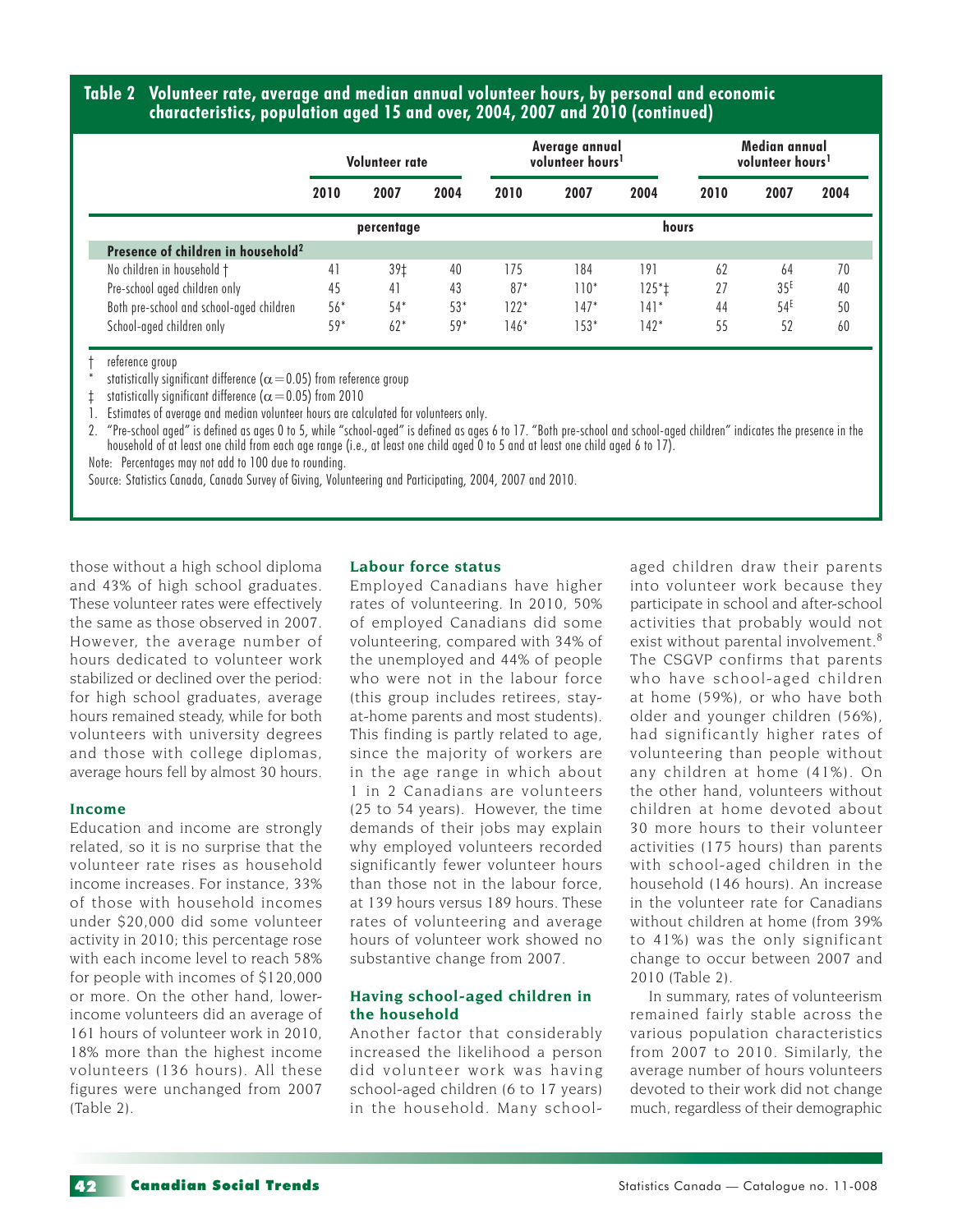**Table 2 Volunteer rate, average and median annual volunteer hours, by personal and economic characteristics, population aged 15 and over, 2004, 2007 and 2010 (continued)**

| | Volunteer rate | | | Average annual volunteer hours[1] | | | Median annual volunteer hours[1] | | |
|---|---|---|---|---|---|---|---|---|---|
| | 2010 | 2007 | 2004 | 2010 | 2007 | 2004 | 2010 | 2007 | 2004 |
| | percentage | | | hours | | | | | |
| **Presence of children in household[2]** | | | | | | | | | |
| No children in household † | 41 | 39‡ | 40 | 175 | 184 | 191 | 62 | 64 | 70 |
| Pre-school aged children only | 45 | 41 | 43 | 87* | 110* | 125*‡ | 27 | 35^E | 40 |
| Both pre-school and school-aged children | 56* | 54* | 53* | 122* | 147* | 141* | 44 | 54^E | 50 |
| School-aged children only | 59* | 62* | 59* | 146* | 153* | 142* | 55 | 52 | 60 |

† reference group

\* statistically significant difference ($\alpha = 0.05$) from reference group

‡ statistically significant difference ($\alpha = 0.05$) from 2010

1. Estimates of average and median volunteer hours are calculated for volunteers only.
2. "Pre-school aged" is defined as ages 0 to 5, while "school-aged" is defined as ages 6 to 17. "Both pre-school and school-aged children" indicates the presence in the household of at least one child from each age range (i.e., at least one child aged 0 to 5 and at least one child aged 6 to 17).

Note: Percentages may not add to 100 due to rounding.

Source: Statistics Canada, Canada Survey of Giving, Volunteering and Participating, 2004, 2007 and 2010.

those without a high school diploma and 43% of high school graduates. These volunteer rates were effectively the same as those observed in 2007. However, the average number of hours dedicated to volunteer work stabilized or declined over the period: for high school graduates, average hours remained steady, while for both volunteers with university degrees and those with college diplomas, average hours fell by almost 30 hours.

### Income

Education and income are strongly related, so it is no surprise that the volunteer rate rises as household income increases. For instance, 33% of those with household incomes under $20,000 did some volunteer activity in 2010; this percentage rose with each income level to reach 58% for people with incomes of $120,000 or more. On the other hand, lower-income volunteers did an average of 161 hours of volunteer work in 2010, 18% more than the highest income volunteers (136 hours). All these figures were unchanged from 2007 (Table 2).

### Labour force status

Employed Canadians have higher rates of volunteering. In 2010, 50% of employed Canadians did some volunteering, compared with 34% of the unemployed and 44% of people who were not in the labour force (this group includes retirees, stay-at-home parents and most students). This finding is partly related to age, since the majority of workers are in the age range in which about 1 in 2 Canadians are volunteers (25 to 54 years). However, the time demands of their jobs may explain why employed volunteers recorded significantly fewer volunteer hours than those not in the labour force, at 139 hours versus 189 hours. These rates of volunteering and average hours of volunteer work showed no substantive change from 2007.

### Having school-aged children in the household

Another factor that considerably increased the likelihood a person did volunteer work was having school-aged children (6 to 17 years) in the household. Many school-aged children draw their parents into volunteer work because they participate in school and after-school activities that probably would not exist without parental involvement.[8] The CSGVP confirms that parents who have school-aged children at home (59%), or who have both older and younger children (56%), had significantly higher rates of volunteering than people without any children at home (41%). On the other hand, volunteers without children at home devoted about 30 more hours to their volunteer activities (175 hours) than parents with school-aged children in the household (146 hours). An increase in the volunteer rate for Canadians without children at home (from 39% to 41%) was the only significant change to occur between 2007 and 2010 (Table 2).

In summary, rates of volunteerism remained fairly stable across the various population characteristics from 2007 to 2010. Similarly, the average number of hours volunteers devoted to their work did not change much, regardless of their demographic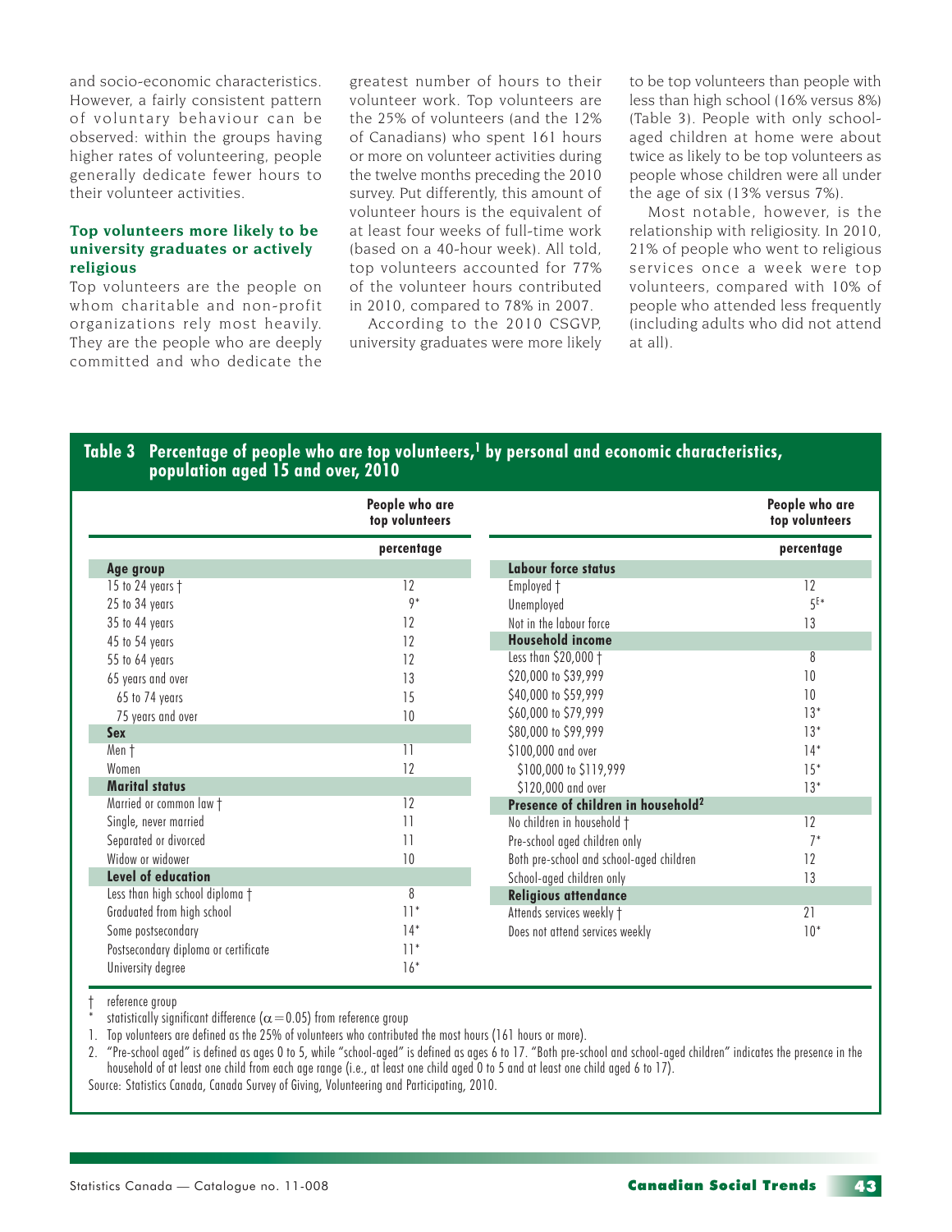and socio-economic characteristics. However, a fairly consistent pattern of voluntary behaviour can be observed: within the groups having higher rates of volunteering, people generally dedicate fewer hours to their volunteer activities.

### Top volunteers more likely to be university graduates or actively religious

Top volunteers are the people on whom charitable and non-profit organizations rely most heavily. They are the people who are deeply committed and who dedicate the greatest number of hours to their volunteer work. Top volunteers are the 25% of volunteers (and the 12% of Canadians) who spent 161 hours or more on volunteer activities during the twelve months preceding the 2010 survey. Put differently, this amount of volunteer hours is the equivalent of at least four weeks of full-time work (based on a 40-hour week). All told, top volunteers accounted for 77% of the volunteer hours contributed in 2010, compared to 78% in 2007.

According to the 2010 CSGVP, university graduates were more likely to be top volunteers than people with less than high school (16% versus 8%) (Table 3). People with only school-aged children at home were about twice as likely to be top volunteers as people whose children were all under the age of six (13% versus 7%).

Most notable, however, is the relationship with religiosity. In 2010, 21% of people who went to religious services once a week were top volunteers, compared with 10% of people who attended less frequently (including adults who did not attend at all).

**Table 3 Percentage of people who are top volunteers,[1] by personal and economic characteristics, population aged 15 and over, 2010**

| | People who are top volunteers | | People who are top volunteers |
|---|---|---|---|
| | percentage | | percentage |
| **Age group** | | **Labour force status** | |
| 15 to 24 years † | 12 | Employed † | 12 |
| 25 to 34 years | 9* | Unemployed | 5E* |
| 35 to 44 years | 12 | Not in the labour force | 13 |
| 45 to 54 years | 12 | **Household income** | |
| 55 to 64 years | 12 | Less than $20,000 † | 8 |
| 65 years and over | 13 | $20,000 to $39,999 | 10 |
| 65 to 74 years | 15 | $40,000 to $59,999 | 10 |
| 75 years and over | 10 | $60,000 to $79,999 | 13* |
| **Sex** | | $80,000 to $99,999 | 13* |
| Men † | 11 | $100,000 and over | 14* |
| Women | 12 | $100,000 to $119,999 | 15* |
| **Marital status** | | $120,000 and over | 13* |
| Married or common law † | 12 | **Presence of children in household[2]** | |
| Single, never married | 11 | No children in household † | 12 |
| Separated or divorced | 11 | Pre-school aged children only | 7* |
| Widow or widower | 10 | Both pre-school and school-aged children | 12 |
| **Level of education** | | School-aged children only | 13 |
| Less than high school diploma † | 8 | **Religious attendance** | |
| Graduated from high school | 11* | Attends services weekly † | 21 |
| Some postsecondary | 14* | Does not attend services weekly | 10* |
| Postsecondary diploma or certificate | 11* | | |
| University degree | 16* | | |

† reference group
\* statistically significant difference ($\alpha = 0.05$) from reference group
1. Top volunteers are defined as the 25% of volunteers who contributed the most hours (161 hours or more).
2. "Pre-school aged" is defined as ages 0 to 5, while "school-aged" is defined as ages 6 to 17. "Both pre-school and school-aged children" indicates the presence in the household of at least one child from each age range (i.e., at least one child aged 0 to 5 and at least one child aged 6 to 17).

Source: Statistics Canada, Canada Survey of Giving, Volunteering and Participating, 2010.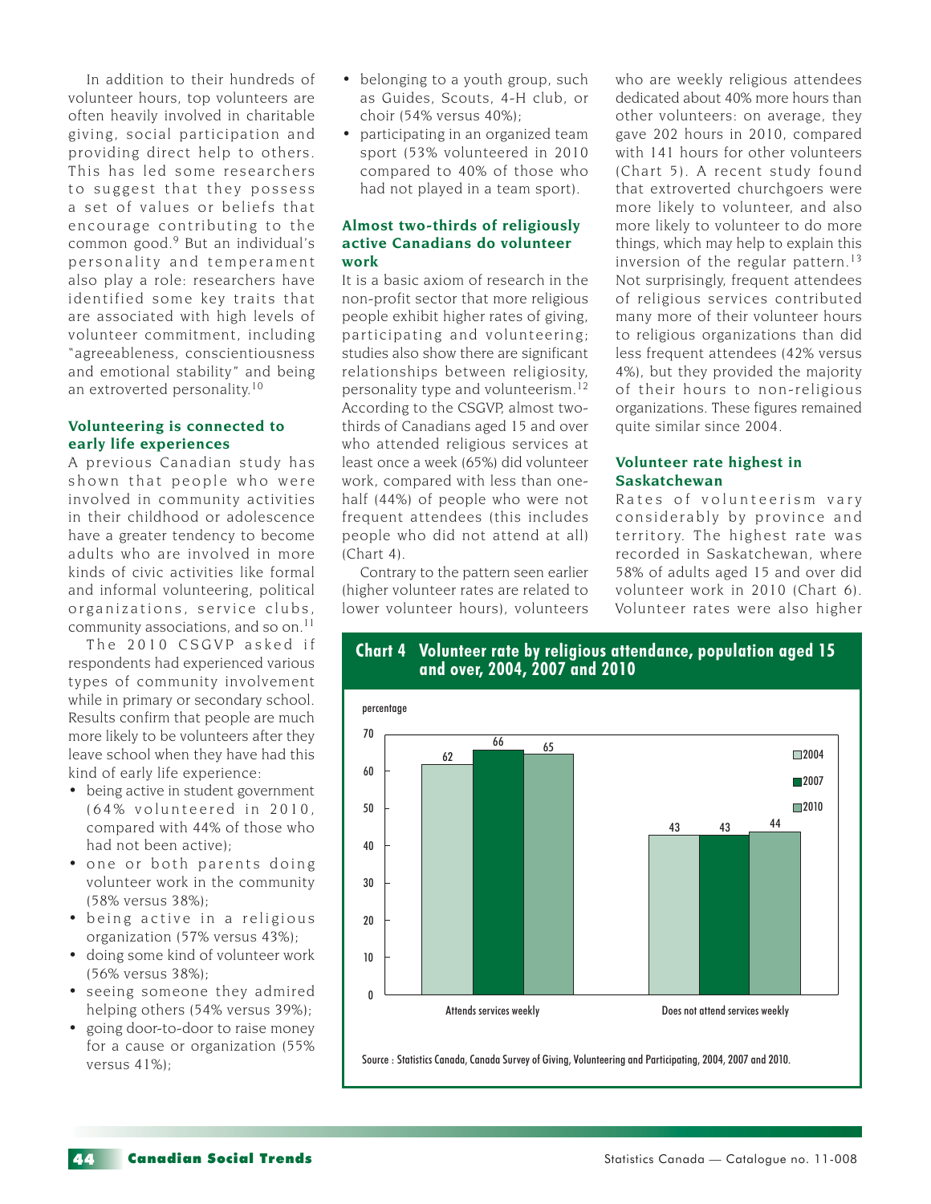In addition to their hundreds of volunteer hours, top volunteers are often heavily involved in charitable giving, social participation and providing direct help to others. This has led some researchers to suggest that they possess a set of values or beliefs that encourage contributing to the common good.[9] But an individual's personality and temperament also play a role: researchers have identified some key traits that are associated with high levels of volunteer commitment, including "agreeableness, conscientiousness and emotional stability" and being an extroverted personality.[10]

### Volunteering is connected to early life experiences

A previous Canadian study has shown that people who were involved in community activities in their childhood or adolescence have a greater tendency to become adults who are involved in more kinds of civic activities like formal and informal volunteering, political organizations, service clubs, community associations, and so on.[11]

The 2010 CSGVP asked if respondents had experienced various types of community involvement while in primary or secondary school. Results confirm that people are much more likely to be volunteers after they leave school when they have had this kind of early life experience:

- being active in student government (64% volunteered in 2010, compared with 44% of those who had not been active);
- one or both parents doing volunteer work in the community (58% versus 38%);
- being active in a religious organization (57% versus 43%);
- doing some kind of volunteer work (56% versus 38%);
- seeing someone they admired helping others (54% versus 39%);
- going door-to-door to raise money for a cause or organization (55% versus 41%);
- belonging to a youth group, such as Guides, Scouts, 4-H club, or choir (54% versus 40%);
- participating in an organized team sport (53% volunteered in 2010 compared to 40% of those who had not played in a team sport).

### Almost two-thirds of religiously active Canadians do volunteer work

It is a basic axiom of research in the non-profit sector that more religious people exhibit higher rates of giving, participating and volunteering; studies also show there are significant relationships between religiosity, personality type and volunteerism.[12] According to the CSGVP, almost two-thirds of Canadians aged 15 and over who attended religious services at least once a week (65%) did volunteer work, compared with less than one-half (44%) of people who were not frequent attendees (this includes people who did not attend at all) (Chart 4).

Contrary to the pattern seen earlier (higher volunteer rates are related to lower volunteer hours), volunteers who are weekly religious attendees dedicated about 40% more hours than other volunteers: on average, they gave 202 hours in 2010, compared with 141 hours for other volunteers (Chart 5). A recent study found that extroverted churchgoers were more likely to volunteer, and also more likely to volunteer to do more things, which may help to explain this inversion of the regular pattern.[13] Not surprisingly, frequent attendees of religious services contributed many more of their volunteer hours to religious organizations than did less frequent attendees (42% versus 4%), but they provided the majority of their hours to non-religious organizations. These figures remained quite similar since 2004.

### Volunteer rate highest in Saskatchewan

Rates of volunteerism vary considerably by province and territory. The highest rate was recorded in Saskatchewan, where 58% of adults aged 15 and over did volunteer work in 2010 (Chart 6). Volunteer rates were also higher

**Chart 4 Volunteer rate by religious attendance, population aged 15 and over, 2004, 2007 and 2010**

percentage

| | 2004 | 2007 | 2010 |
|---|---|---|---|
| Attends services weekly | 62 | 66 | 65 |
| Does not attend services weekly | 43 | 43 | 44 |

Source : Statistics Canada, Canada Survey of Giving, Volunteering and Participating, 2004, 2007 and 2010.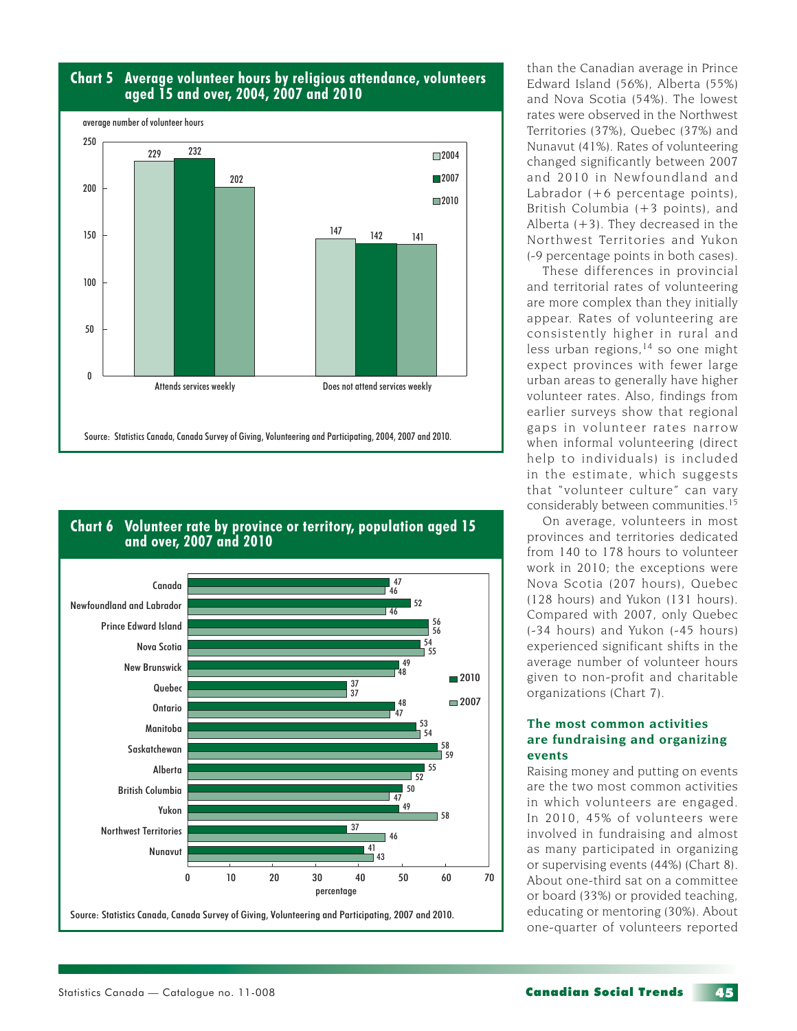### Chart 5 Average volunteer hours by religious attendance, volunteers aged 15 and over, 2004, 2007 and 2010

average number of volunteer hours

| | 2004 | 2007 | 2010 |
|---|---|---|---|
| Attends services weekly | 229 | 232 | 202 |
| Does not attend services weekly | 147 | 142 | 141 |

Source: Statistics Canada, Canada Survey of Giving, Volunteering and Participating, 2004, 2007 and 2010.

### Chart 6 Volunteer rate by province or territory, population aged 15 and over, 2007 and 2010

percentage

| | 2010 | 2007 |
|---|---|---|
| Canada | 47 | 46 |
| Newfoundland and Labrador | 52 | 46 |
| Prince Edward Island | 56 | 56 |
| Nova Scotia | 54 | 55 |
| New Brunswick | 49 | 48 |
| Quebec | 37 | 37 |
| Ontario | 48 | 47 |
| Manitoba | 53 | 54 |
| Saskatchewan | 58 | 59 |
| Alberta | 55 | 52 |
| British Columbia | 50 | 47 |
| Yukon | 49 | 58 |
| Northwest Territories | 37 | 46 |
| Nunavut | 41 | 43 |

Source: Statistics Canada, Canada Survey of Giving, Volunteering and Participating, 2007 and 2010.

than the Canadian average in Prince Edward Island (56%), Alberta (55%) and Nova Scotia (54%). The lowest rates were observed in the Northwest Territories (37%), Quebec (37%) and Nunavut (41%). Rates of volunteering changed significantly between 2007 and 2010 in Newfoundland and Labrador (+6 percentage points), British Columbia (+3 points), and Alberta (+3). They decreased in the Northwest Territories and Yukon (-9 percentage points in both cases).

These differences in provincial and territorial rates of volunteering are more complex than they initially appear. Rates of volunteering are consistently higher in rural and less urban regions,[14] so one might expect provinces with fewer large urban areas to generally have higher volunteer rates. Also, findings from earlier surveys show that regional gaps in volunteer rates narrow when informal volunteering (direct help to individuals) is included in the estimate, which suggests that "volunteer culture" can vary considerably between communities.[15]

On average, volunteers in most provinces and territories dedicated from 140 to 178 hours to volunteer work in 2010; the exceptions were Nova Scotia (207 hours), Quebec (128 hours) and Yukon (131 hours). Compared with 2007, only Quebec (-34 hours) and Yukon (-45 hours) experienced significant shifts in the average number of volunteer hours given to non-profit and charitable organizations (Chart 7).

### The most common activities are fundraising and organizing events

Raising money and putting on events are the two most common activities in which volunteers are engaged. In 2010, 45% of volunteers were involved in fundraising and almost as many participated in organizing or supervising events (44%) (Chart 8). About one-third sat on a committee or board (33%) or provided teaching, educating or mentoring (30%). About one-quarter of volunteers reported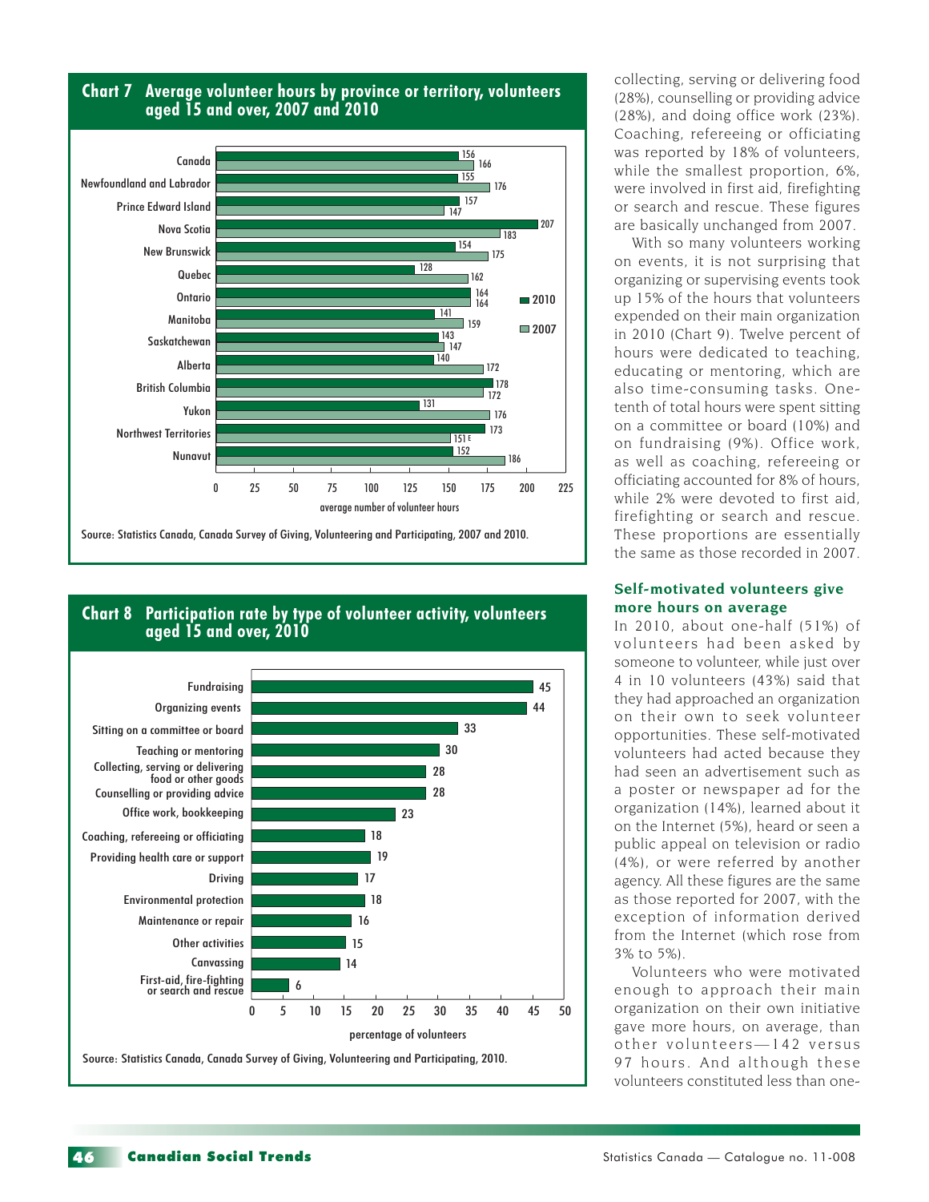## Chart 7 Average volunteer hours by province or territory, volunteers aged 15 and over, 2007 and 2010

| | 2010 | 2007 |
|---|---|---|
| Canada | 156 | 166 |
| Newfoundland and Labrador | 155 | 176 |
| Prince Edward Island | 157 | 147 |
| Nova Scotia | 207 | 183 |
| New Brunswick | 154 | 175 |
| Quebec | 128 | 162 |
| Ontario | 164 | 164 |
| Manitoba | 141 | 159 |
| Saskatchewan | 143 | 147 |
| Alberta | 140 | 172 |
| British Columbia | 178 | 172 |
| Yukon | 131 | 176 |
| Northwest Territories | 173 | 151 E |
| Nunavut | 152 | 186 |

average number of volunteer hours

Source: Statistics Canada, Canada Survey of Giving, Volunteering and Participating, 2007 and 2010.

## Chart 8 Participation rate by type of volunteer activity, volunteers aged 15 and over, 2010

| Type of volunteer activity | percentage of volunteers |
|---|---|
| Fundraising | 45 |
| Organizing events | 44 |
| Sitting on a committee or board | 33 |
| Teaching or mentoring | 30 |
| Collecting, serving or delivering food or other goods | 28 |
| Counselling or providing advice | 28 |
| Office work, bookkeeping | 23 |
| Coaching, refereeing or officiating | 18 |
| Providing health care or support | 19 |
| Driving | 17 |
| Environmental protection | 18 |
| Maintenance or repair | 16 |
| Other activities | 15 |
| Canvassing | 14 |
| First-aid, fire-fighting or search and rescue | 6 |

Source: Statistics Canada, Canada Survey of Giving, Volunteering and Participating, 2010.

collecting, serving or delivering food (28%), counselling or providing advice (28%), and doing office work (23%). Coaching, refereeing or officiating was reported by 18% of volunteers, while the smallest proportion, 6%, were involved in first aid, firefighting or search and rescue. These figures are basically unchanged from 2007.

With so many volunteers working on events, it is not surprising that organizing or supervising events took up 15% of the hours that volunteers expended on their main organization in 2010 (Chart 9). Twelve percent of hours were dedicated to teaching, educating or mentoring, which are also time-consuming tasks. One-tenth of total hours were spent sitting on a committee or board (10%) and on fundraising (9%). Office work, as well as coaching, refereeing or officiating accounted for 8% of hours, while 2% were devoted to first aid, firefighting or search and rescue. These proportions are essentially the same as those recorded in 2007.

### Self-motivated volunteers give more hours on average

In 2010, about one-half (51%) of volunteers had been asked by someone to volunteer, while just over 4 in 10 volunteers (43%) said that they had approached an organization on their own to seek volunteer opportunities. These self-motivated volunteers had acted because they had seen an advertisement such as a poster or newspaper ad for the organization (14%), learned about it on the Internet (5%), heard or seen a public appeal on television or radio (4%), or were referred by another agency. All these figures are the same as those reported for 2007, with the exception of information derived from the Internet (which rose from 3% to 5%).

Volunteers who were motivated enough to approach their main organization on their own initiative gave more hours, on average, than other volunteers—142 versus 97 hours. And although these volunteers constituted less than one-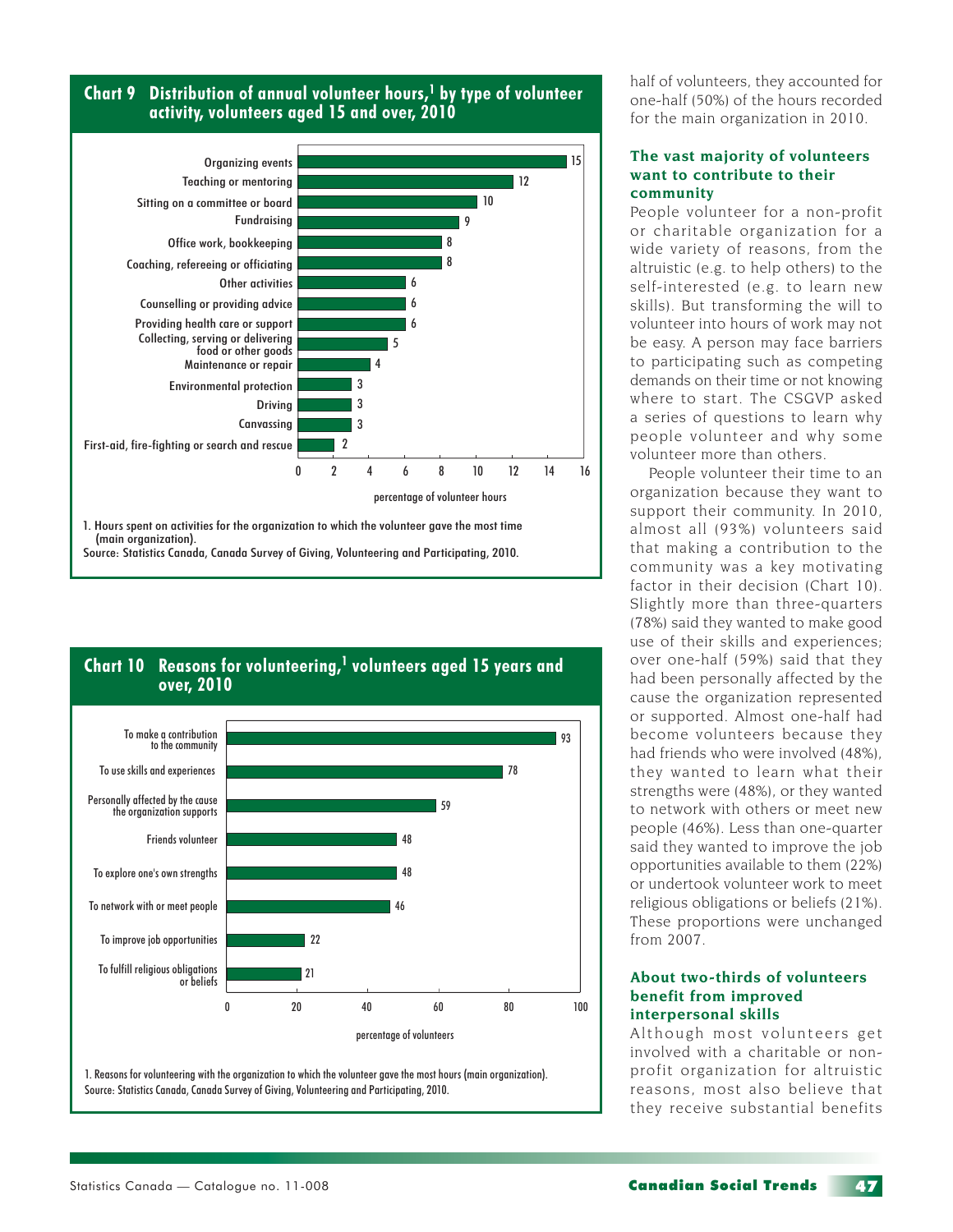## Chart 9 Distribution of annual volunteer hours,[1] by type of volunteer activity, volunteers aged 15 and over, 2010

| Type of volunteer activity | percentage of volunteer hours |
|---|---|
| Organizing events | 15 |
| Teaching or mentoring | 12 |
| Sitting on a committee or board | 10 |
| Fundraising | 9 |
| Office work, bookkeeping | 8 |
| Coaching, refereeing or officiating | 8 |
| Other activities | 6 |
| Counselling or providing advice | 6 |
| Providing health care or support | 6 |
| Collecting, serving or delivering food or other goods | 5 |
| Maintenance or repair | 4 |
| Environmental protection | 3 |
| Driving | 3 |
| Canvassing | 3 |
| First-aid, fire-fighting or search and rescue | 2 |

1. Hours spent on activities for the organization to which the volunteer gave the most time (main organization).
Source: Statistics Canada, Canada Survey of Giving, Volunteering and Participating, 2010.

## Chart 10 Reasons for volunteering,[1] volunteers aged 15 years and over, 2010

| Reason | percentage of volunteers |
|---|---|
| To make a contribution to the community | 93 |
| To use skills and experiences | 78 |
| Personally affected by the cause the organization supports | 59 |
| Friends volunteer | 48 |
| To explore one's own strengths | 48 |
| To network with or meet people | 46 |
| To improve job opportunities | 22 |
| To fulfill religious obligations or beliefs | 21 |

1. Reasons for volunteering with the organization to which the volunteer gave the most hours (main organization).
Source: Statistics Canada, Canada Survey of Giving, Volunteering and Participating, 2010.

half of volunteers, they accounted for one-half (50%) of the hours recorded for the main organization in 2010.

### The vast majority of volunteers want to contribute to their community

People volunteer for a non-profit or charitable organization for a wide variety of reasons, from the altruistic (e.g. to help others) to the self-interested (e.g. to learn new skills). But transforming the will to volunteer into hours of work may not be easy. A person may face barriers to participating such as competing demands on their time or not knowing where to start. The CSGVP asked a series of questions to learn why people volunteer and why some volunteer more than others.

People volunteer their time to an organization because they want to support their community. In 2010, almost all (93%) volunteers said that making a contribution to the community was a key motivating factor in their decision (Chart 10). Slightly more than three-quarters (78%) said they wanted to make good use of their skills and experiences; over one-half (59%) said that they had been personally affected by the cause the organization represented or supported. Almost one-half had become volunteers because they had friends who were involved (48%), they wanted to learn what their strengths were (48%), or they wanted to network with others or meet new people (46%). Less than one-quarter said they wanted to improve the job opportunities available to them (22%) or undertook volunteer work to meet religious obligations or beliefs (21%). These proportions were unchanged from 2007.

### About two-thirds of volunteers benefit from improved interpersonal skills

Although most volunteers get involved with a charitable or non-profit organization for altruistic reasons, most also believe that they receive substantial benefits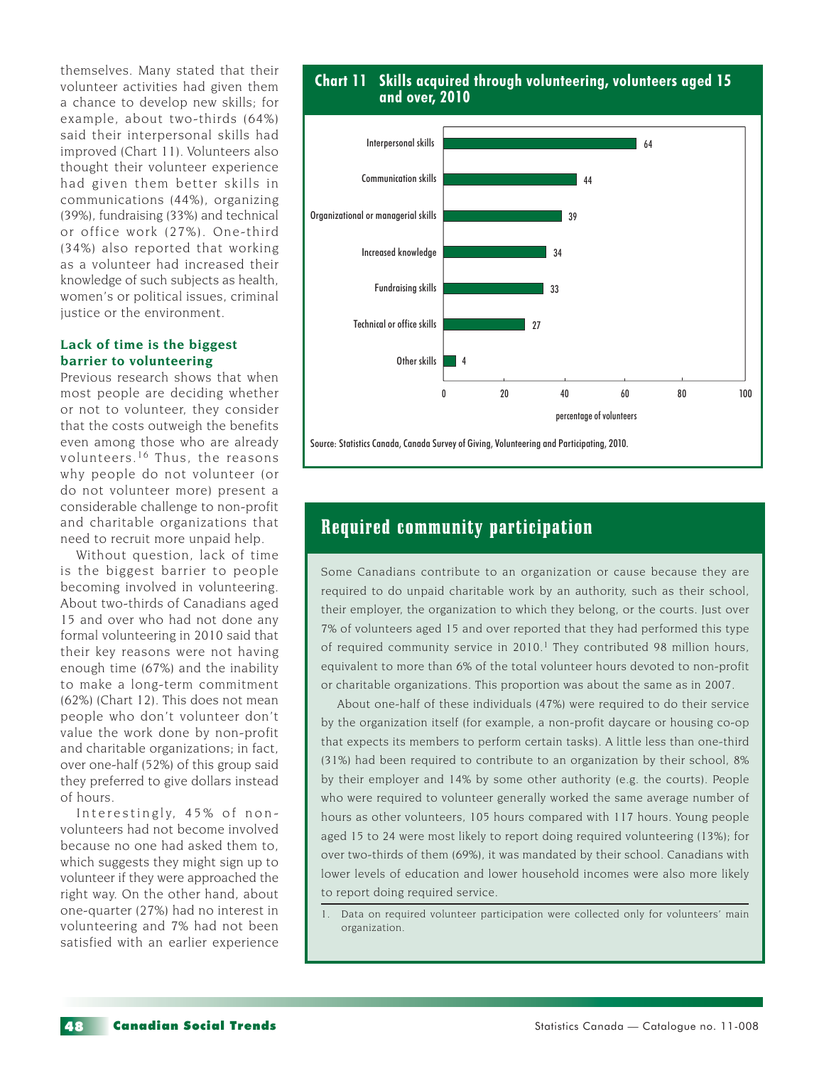themselves. Many stated that their volunteer activities had given them a chance to develop new skills; for example, about two-thirds (64%) said their interpersonal skills had improved (Chart 11). Volunteers also thought their volunteer experience had given them better skills in communications (44%), organizing (39%), fundraising (33%) and technical or office work (27%). One-third (34%) also reported that working as a volunteer had increased their knowledge of such subjects as health, women's or political issues, criminal justice or the environment.

### Lack of time is the biggest barrier to volunteering

Previous research shows that when most people are deciding whether or not to volunteer, they consider that the costs outweigh the benefits even among those who are already volunteers.[16] Thus, the reasons why people do not volunteer (or do not volunteer more) present a considerable challenge to non-profit and charitable organizations that need to recruit more unpaid help.

Without question, lack of time is the biggest barrier to people becoming involved in volunteering. About two-thirds of Canadians aged 15 and over who had not done any formal volunteering in 2010 said that their key reasons were not having enough time (67%) and the inability to make a long-term commitment (62%) (Chart 12). This does not mean people who don't volunteer don't value the work done by non-profit and charitable organizations; in fact, over one-half (52%) of this group said they preferred to give dollars instead of hours.

Interestingly, 45% of non-volunteers had not become involved because no one had asked them to, which suggests they might sign up to volunteer if they were approached the right way. On the other hand, about one-quarter (27%) had no interest in volunteering and 7% had not been satisfied with an earlier experience

**Chart 11 Skills acquired through volunteering, volunteers aged 15 and over, 2010**

| Skill | Percentage of volunteers |
|---|---|
| Interpersonal skills | 64 |
| Communication skills | 44 |
| Organizational or managerial skills | 39 |
| Increased knowledge | 34 |
| Fundraising skills | 33 |
| Technical or office skills | 27 |
| Other skills | 4 |

Source: Statistics Canada, Canada Survey of Giving, Volunteering and Participating, 2010.

## Required community participation

Some Canadians contribute to an organization or cause because they are required to do unpaid charitable work by an authority, such as their school, their employer, the organization to which they belong, or the courts. Just over 7% of volunteers aged 15 and over reported that they had performed this type of required community service in 2010.[1] They contributed 98 million hours, equivalent to more than 6% of the total volunteer hours devoted to non-profit or charitable organizations. This proportion was about the same as in 2007.

About one-half of these individuals (47%) were required to do their service by the organization itself (for example, a non-profit daycare or housing co-op that expects its members to perform certain tasks). A little less than one-third (31%) had been required to contribute to an organization by their school, 8% by their employer and 14% by some other authority (e.g. the courts). People who were required to volunteer generally worked the same average number of hours as other volunteers, 105 hours compared with 117 hours. Young people aged 15 to 24 were most likely to report doing required volunteering (13%); for over two-thirds of them (69%), it was mandated by their school. Canadians with lower levels of education and lower household incomes were also more likely to report doing required service.

1. Data on required volunteer participation were collected only for volunteers' main organization.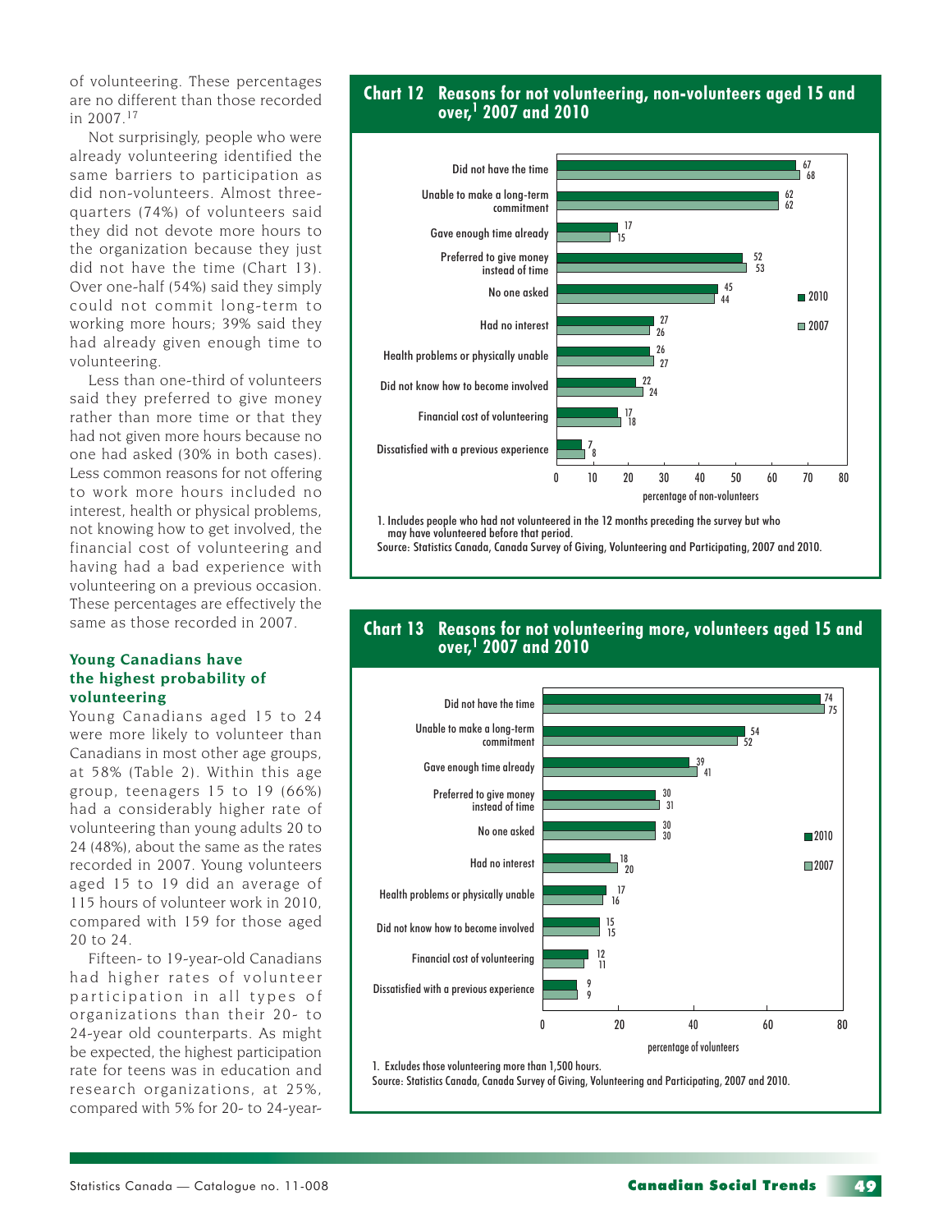of volunteering. These percentages are no different than those recorded in 2007.[17]

Not surprisingly, people who were already volunteering identified the same barriers to participation as did non-volunteers. Almost three-quarters (74%) of volunteers said they did not devote more hours to the organization because they just did not have the time (Chart 13). Over one-half (54%) said they simply could not commit long-term to working more hours; 39% said they had already given enough time to volunteering.

Less than one-third of volunteers said they preferred to give money rather than more time or that they had not given more hours because no one had asked (30% in both cases). Less common reasons for not offering to work more hours included no interest, health or physical problems, not knowing how to get involved, the financial cost of volunteering and having had a bad experience with volunteering on a previous occasion. These percentages are effectively the same as those recorded in 2007.

### Young Canadians have the highest probability of volunteering

Young Canadians aged 15 to 24 were more likely to volunteer than Canadians in most other age groups, at 58% (Table 2). Within this age group, teenagers 15 to 19 (66%) had a considerably higher rate of volunteering than young adults 20 to 24 (48%), about the same as the rates recorded in 2007. Young volunteers aged 15 to 19 did an average of 115 hours of volunteer work in 2010, compared with 159 for those aged 20 to 24.

Fifteen- to 19-year-old Canadians had higher rates of volunteer participation in all types of organizations than their 20- to 24-year old counterparts. As might be expected, the highest participation rate for teens was in education and research organizations, at 25%, compared with 5% for 20- to 24-year-

**Chart 12 Reasons for not volunteering, non-volunteers aged 15 and over,[1] 2007 and 2010**

| Reason | 2010 | 2007 |
|---|---|---|
| Did not have the time | 67 | 68 |
| Unable to make a long-term commitment | 62 | 62 |
| Gave enough time already | 17 | 15 |
| Preferred to give money instead of time | 52 | 53 |
| No one asked | 45 | 44 |
| Had no interest | 27 | 26 |
| Health problems or physically unable | 26 | 27 |
| Did not know how to become involved | 22 | 24 |
| Financial cost of volunteering | 17 | 18 |
| Dissatisfied with a previous experience | 7 | 8 |

percentage of non-volunteers

1. Includes people who had not volunteered in the 12 months preceding the survey but who may have volunteered before that period.
Source: Statistics Canada, Canada Survey of Giving, Volunteering and Participating, 2007 and 2010.

**Chart 13 Reasons for not volunteering more, volunteers aged 15 and over,[1] 2007 and 2010**

| Reason | 2010 | 2007 |
|---|---|---|
| Did not have the time | 74 | 75 |
| Unable to make a long-term commitment | 54 | 52 |
| Gave enough time already | 39 | 41 |
| Preferred to give money instead of time | 30 | 31 |
| No one asked | 30 | 30 |
| Had no interest | 18 | 20 |
| Health problems or physically unable | 17 | 16 |
| Did not know how to become involved | 15 | 15 |
| Financial cost of volunteering | 12 | 11 |
| Dissatisfied with a previous experience | 9 | 9 |

percentage of volunteers

1. Excludes those volunteering more than 1,500 hours.
Source: Statistics Canada, Canada Survey of Giving, Volunteering and Participating, 2007 and 2010.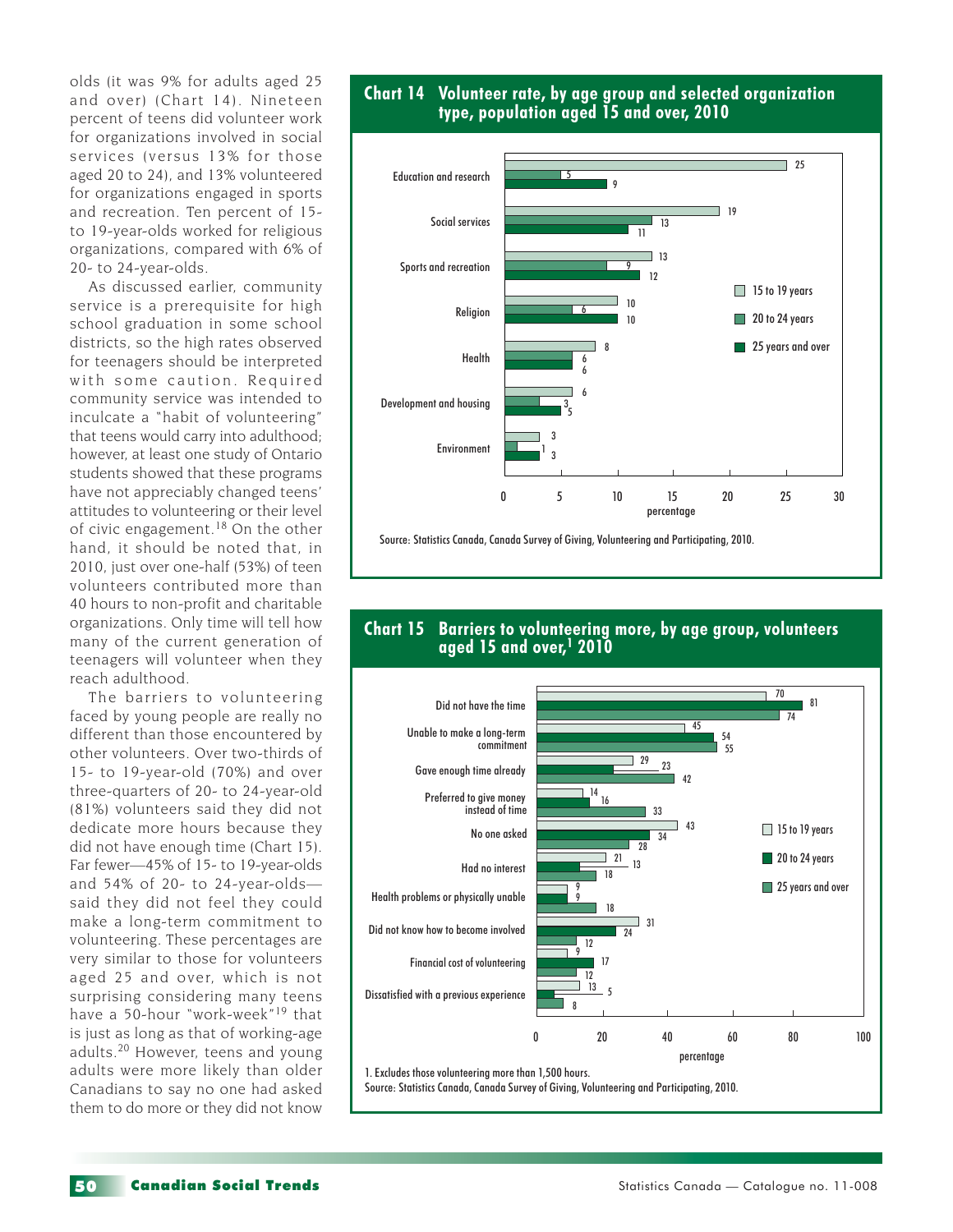olds (it was 9% for adults aged 25 and over) (Chart 14). Nineteen percent of teens did volunteer work for organizations involved in social services (versus 13% for those aged 20 to 24), and 13% volunteered for organizations engaged in sports and recreation. Ten percent of 15- to 19-year-olds worked for religious organizations, compared with 6% of 20- to 24-year-olds.

As discussed earlier, community service is a prerequisite for high school graduation in some school districts, so the high rates observed for teenagers should be interpreted with some caution. Required community service was intended to inculcate a "habit of volunteering" that teens would carry into adulthood; however, at least one study of Ontario students showed that these programs have not appreciably changed teens' attitudes to volunteering or their level of civic engagement.[18] On the other hand, it should be noted that, in 2010, just over one-half (53%) of teen volunteers contributed more than 40 hours to non-profit and charitable organizations. Only time will tell how many of the current generation of teenagers will volunteer when they reach adulthood.

The barriers to volunteering faced by young people are really no different than those encountered by other volunteers. Over two-thirds of 15- to 19-year-old (70%) and over three-quarters of 20- to 24-year-old (81%) volunteers said they did not dedicate more hours because they did not have enough time (Chart 15). Far fewer—45% of 15- to 19-year-olds and 54% of 20- to 24-year-olds—said they did not feel they could make a long-term commitment to volunteering. These percentages are very similar to those for volunteers aged 25 and over, which is not surprising considering many teens have a 50-hour "work-week"[19] that is just as long as that of working-age adults.[20] However, teens and young adults were more likely than older Canadians to say no one had asked them to do more or they did not know

## Chart 14 Volunteer rate, by age group and selected organization type, population aged 15 and over, 2010

| Organization type | 15 to 19 years | 20 to 24 years | 25 years and over |
|---|---|---|---|
| Education and research | 25 | 5 | 9 |
| Social services | 19 | 13 | 11 |
| Sports and recreation | 13 | 9 | 12 |
| Religion | 10 | 6 | 10 |
| Health | 8 | 6 | 6 |
| Development and housing | 6 | 3 | 5 |
| Environment | 3 | 1 | 3 |

percentage

Source: Statistics Canada, Canada Survey of Giving, Volunteering and Participating, 2010.

## Chart 15 Barriers to volunteering more, by age group, volunteers aged 15 and over,[1] 2010

| Barrier | 15 to 19 years | 20 to 24 years | 25 years and over |
|---|---|---|---|
| Did not have the time | 70 | 81 | 74 |
| Unable to make a long-term commitment | 45 | 54 | 55 |
| Gave enough time already | 29 | 23 | 42 |
| Preferred to give money instead of time | 14 | 16 | 33 |
| No one asked | 43 | 34 | 28 |
| Had no interest | 21 | 13 | 18 |
| Health problems or physically unable | 9 | 9 | 18 |
| Did not know how to become involved | 31 | 24 | 12 |
| Financial cost of volunteering | 9 | 17 | 12 |
| Dissatisfied with a previous experience | 13 | 5 | 8 |

percentage

1. Excludes those volunteering more than 1,500 hours.

Source: Statistics Canada, Canada Survey of Giving, Volunteering and Participating, 2010.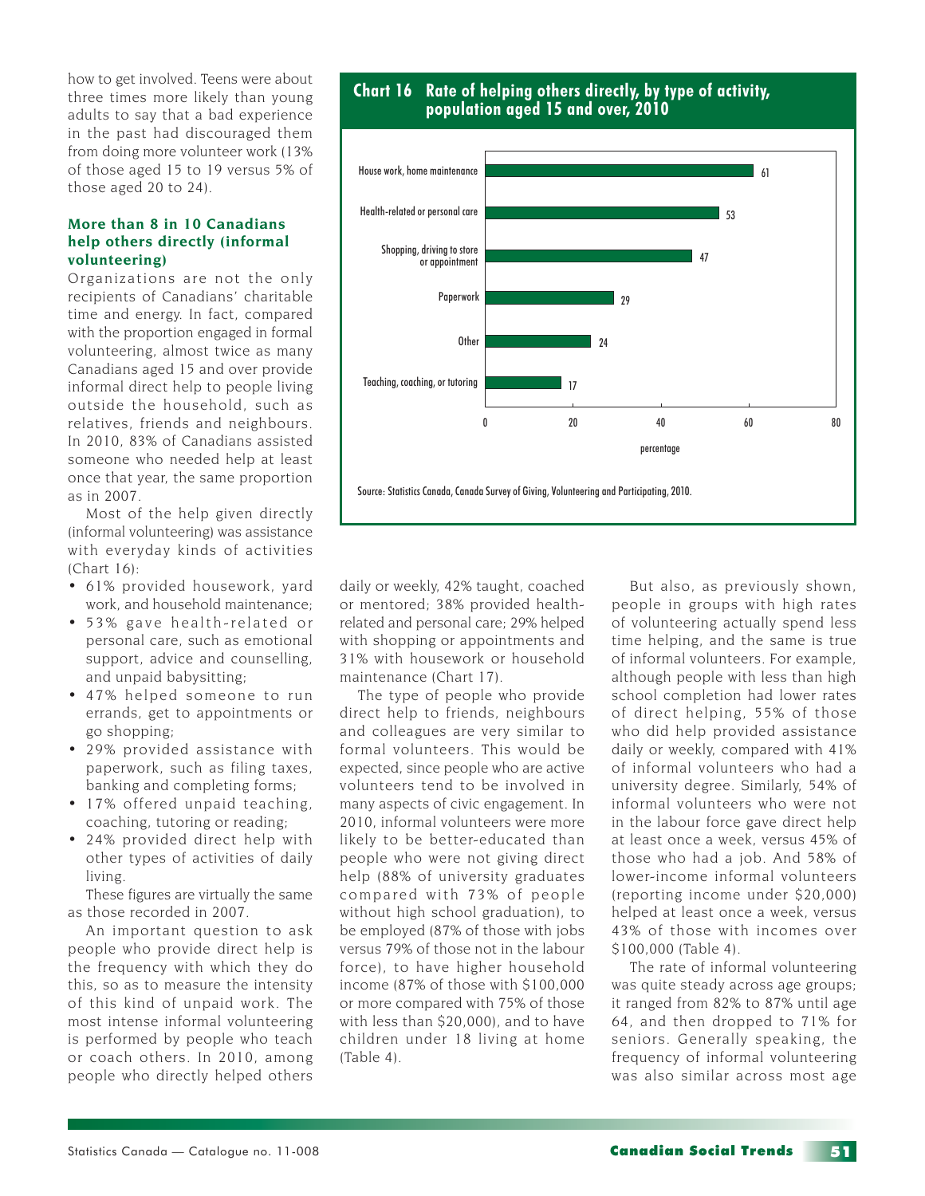how to get involved. Teens were about three times more likely than young adults to say that a bad experience in the past had discouraged them from doing more volunteer work (13% of those aged 15 to 19 versus 5% of those aged 20 to 24).

### More than 8 in 10 Canadians help others directly (informal volunteering)

Organizations are not the only recipients of Canadians' charitable time and energy. In fact, compared with the proportion engaged in formal volunteering, almost twice as many Canadians aged 15 and over provide informal direct help to people living outside the household, such as relatives, friends and neighbours. In 2010, 83% of Canadians assisted someone who needed help at least once that year, the same proportion as in 2007.

Most of the help given directly (informal volunteering) was assistance with everyday kinds of activities (Chart 16):

- 61% provided housework, yard work, and household maintenance;
- 53% gave health-related or personal care, such as emotional support, advice and counselling, and unpaid babysitting;
- 47% helped someone to run errands, get to appointments or go shopping;
- 29% provided assistance with paperwork, such as filing taxes, banking and completing forms;
- 17% offered unpaid teaching, coaching, tutoring or reading;
- 24% provided direct help with other types of activities of daily living.

These figures are virtually the same as those recorded in 2007.

An important question to ask people who provide direct help is the frequency with which they do this, so as to measure the intensity of this kind of unpaid work. The most intense informal volunteering is performed by people who teach or coach others. In 2010, among people who directly helped others daily or weekly, 42% taught, coached or mentored; 38% provided health-related and personal care; 29% helped with shopping or appointments and 31% with housework or household maintenance (Chart 17).

The type of people who provide direct help to friends, neighbours and colleagues are very similar to formal volunteers. This would be expected, since people who are active volunteers tend to be involved in many aspects of civic engagement. In 2010, informal volunteers were more likely to be better-educated than people who were not giving direct help (88% of university graduates compared with 73% of people without high school graduation), to be employed (87% of those with jobs versus 79% of those not in the labour force), to have higher household income (87% of those with $100,000 or more compared with 75% of those with less than $20,000), and to have children under 18 living at home (Table 4).

But also, as previously shown, people in groups with high rates of volunteering actually spend less time helping, and the same is true of informal volunteers. For example, although people with less than high school completion had lower rates of direct helping, 55% of those who did help provided assistance daily or weekly, compared with 41% of informal volunteers who had a university degree. Similarly, 54% of informal volunteers who were not in the labour force gave direct help at least once a week, versus 45% of those who had a job. And 58% of lower-income informal volunteers (reporting income under $20,000) helped at least once a week, versus 43% of those with incomes over $100,000 (Table 4).

The rate of informal volunteering was quite steady across age groups; it ranged from 82% to 87% until age 64, and then dropped to 71% for seniors. Generally speaking, the frequency of informal volunteering was also similar across most age

**Chart 16 Rate of helping others directly, by type of activity, population aged 15 and over, 2010**

| Type of activity | percentage |
|---|---|
| House work, home maintenance | 61 |
| Health-related or personal care | 53 |
| Shopping, driving to store or appointment | 47 |
| Paperwork | 29 |
| Other | 24 |
| Teaching, coaching, or tutoring | 17 |

Source: Statistics Canada, Canada Survey of Giving, Volunteering and Participating, 2010.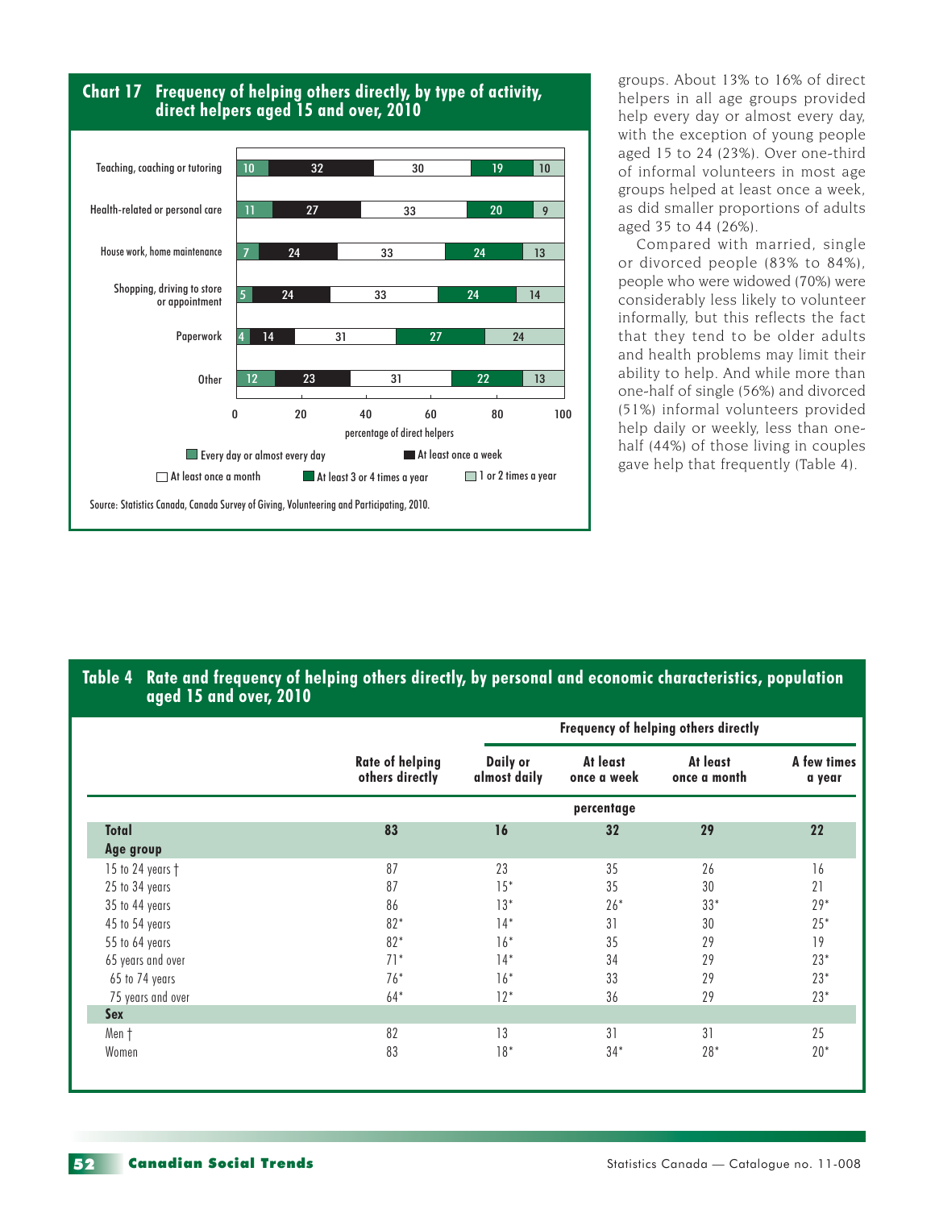## Chart 17 Frequency of helping others directly, by type of activity, direct helpers aged 15 and over, 2010

| | Every day or almost every day | At least once a week | At least once a month | At least 3 or 4 times a year | 1 or 2 times a year |
|---|---|---|---|---|---|
| Teaching, coaching or tutoring | 10 | 32 | 30 | 19 | 10 |
| Health-related or personal care | 11 | 27 | 33 | 20 | 9 |
| House work, home maintenance | 7 | 24 | 33 | 24 | 13 |
| Shopping, driving to store or appointment | 5 | 24 | 33 | 24 | 14 |
| Paperwork | 4 | 14 | 31 | 27 | 24 |
| Other | 12 | 23 | 31 | 22 | 13 |

percentage of direct helpers

Source: Statistics Canada, Canada Survey of Giving, Volunteering and Participating, 2010.

groups. About 13% to 16% of direct helpers in all age groups provided help every day or almost every day, with the exception of young people aged 15 to 24 (23%). Over one-third of informal volunteers in most age groups helped at least once a week, as did smaller proportions of adults aged 35 to 44 (26%).

Compared with married, single or divorced people (83% to 84%), people who were widowed (70%) were considerably less likely to volunteer informally, but this reflects the fact that they tend to be older adults and health problems may limit their ability to help. And while more than one-half of single (56%) and divorced (51%) informal volunteers provided help daily or weekly, less than one-half (44%) of those living in couples gave help that frequently (Table 4).

## Table 4 Rate and frequency of helping others directly, by personal and economic characteristics, population aged 15 and over, 2010

| | Rate of helping others directly | Frequency of helping others directly | | | |
|---|---|---|---|---|---|
| | | Daily or almost daily | At least once a week | At least once a month | A few times a year |
| | percentage | | | | |
| **Total** | **83** | **16** | **32** | **29** | **22** |
| **Age group** | | | | | |
| 15 to 24 years † | 87 | 23 | 35 | 26 | 16 |
| 25 to 34 years | 87 | 15* | 35 | 30 | 21 |
| 35 to 44 years | 86 | 13* | 26* | 33* | 29* |
| 45 to 54 years | 82* | 14* | 31 | 30 | 25* |
| 55 to 64 years | 82* | 16* | 35 | 29 | 19 |
| 65 years and over | 71* | 14* | 34 | 29 | 23* |
| 65 to 74 years | 76* | 16* | 33 | 29 | 23* |
| 75 years and over | 64* | 12* | 36 | 29 | 23* |
| **Sex** | | | | | |
| Men † | 82 | 13 | 31 | 31 | 25 |
| Women | 83 | 18* | 34* | 28* | 20* |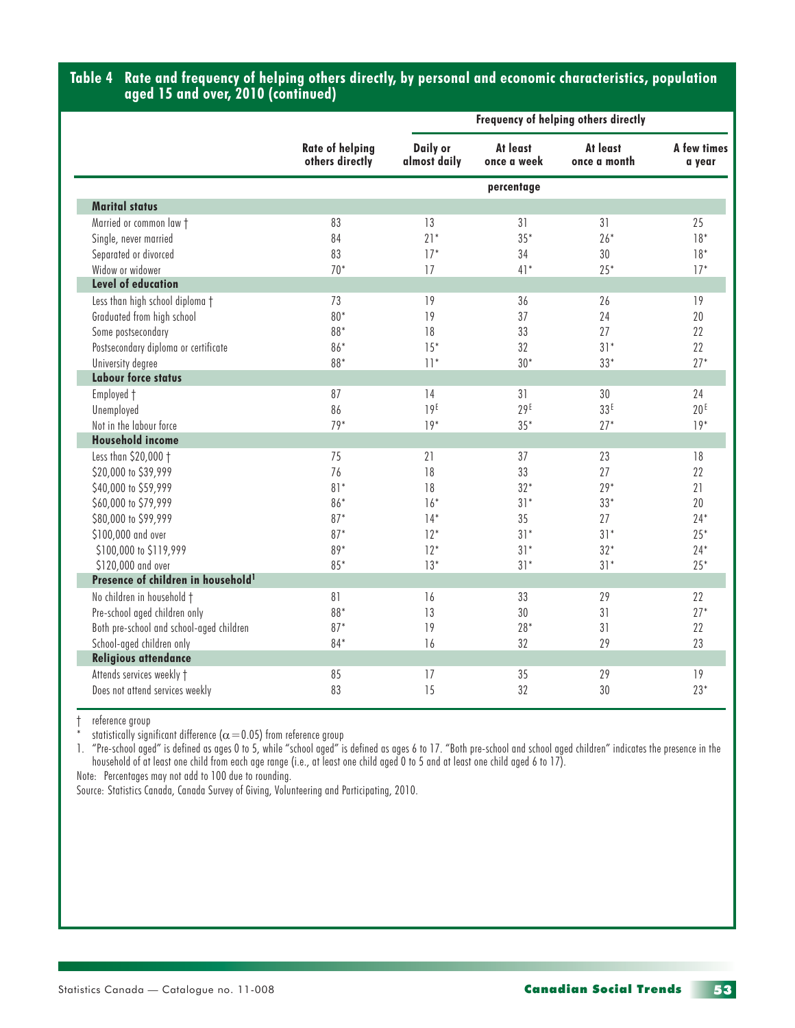### Table 4 Rate and frequency of helping others directly, by personal and economic characteristics, population aged 15 and over, 2010 (continued)

| | Rate of helping others directly | Frequency of helping others directly | | | |
|---|---|---|---|---|---|
| | | Daily or almost daily | At least once a week | At least once a month | A few times a year |
| | percentage | | | | |
| **Marital status** | | | | | |
| Married or common law † | 83 | 13 | 31 | 31 | 25 |
| Single, never married | 84 | 21* | 35* | 26* | 18* |
| Separated or divorced | 83 | 17* | 34 | 30 | 18* |
| Widow or widower | 70* | 17 | 41* | 25* | 17* |
| **Level of education** | | | | | |
| Less than high school diploma † | 73 | 19 | 36 | 26 | 19 |
| Graduated from high school | 80* | 19 | 37 | 24 | 20 |
| Some postsecondary | 88* | 18 | 33 | 27 | 22 |
| Postsecondary diploma or certificate | 86* | 15* | 32 | 31* | 22 |
| University degree | 88* | 11* | 30* | 33* | 27* |
| **Labour force status** | | | | | |
| Employed † | 87 | 14 | 31 | 30 | 24 |
| Unemployed | 86 | 19E | 29E | 33E | 20E |
| Not in the labour force | 79* | 19* | 35* | 27* | 19* |
| **Household income** | | | | | |
| Less than $20,000 † | 75 | 21 | 37 | 23 | 18 |
| $20,000 to $39,999 | 76 | 18 | 33 | 27 | 22 |
| $40,000 to $59,999 | 81* | 18 | 32* | 29* | 21 |
| $60,000 to $79,999 | 86* | 16* | 31* | 33* | 20 |
| $80,000 to $99,999 | 87* | 14* | 35 | 27 | 24* |
| $100,000 and over | 87* | 12* | 31* | 31* | 25* |
| $100,000 to $119,999 | 89* | 12* | 31* | 32* | 24* |
| $120,000 and over | 85* | 13* | 31* | 31* | 25* |
| **Presence of children in household[1]** | | | | | |
| No children in household † | 81 | 16 | 33 | 29 | 22 |
| Pre-school aged children only | 88* | 13 | 30 | 31 | 27* |
| Both pre-school and school-aged children | 87* | 19 | 28* | 31 | 22 |
| School-aged children only | 84* | 16 | 32 | 29 | 23 |
| **Religious attendance** | | | | | |
| Attends services weekly † | 85 | 17 | 35 | 29 | 19 |
| Does not attend services weekly | 83 | 15 | 32 | 30 | 23* |

† reference group

\* statistically significant difference ($\alpha = 0.05$) from reference group

1. "Pre-school aged" is defined as ages 0 to 5, while "school aged" is defined as ages 6 to 17. "Both pre-school and school aged children" indicates the presence in the household of at least one child from each age range (i.e., at least one child aged 0 to 5 and at least one child aged 6 to 17).

Note: Percentages may not add to 100 due to rounding.

Source: Statistics Canada, Canada Survey of Giving, Volunteering and Participating, 2010.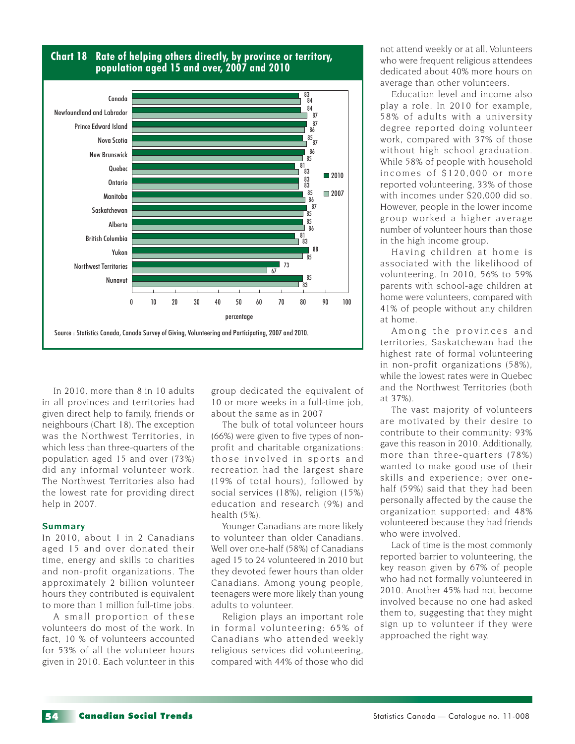**Chart 18 Rate of helping others directly, by province or territory, population aged 15 and over, 2007 and 2010**

| | 2010 | 2007 |
|---|---|---|
| Canada | 83 | 84 |
| Newfoundland and Labrador | 84 | 87 |
| Prince Edward Island | 87 | 86 |
| Nova Scotia | 85 | 87 |
| New Brunswick | 86 | 85 |
| Quebec | 81 | 83 |
| Ontario | 83 | 83 |
| Manitoba | 85 | 86 |
| Saskatchewan | 87 | 85 |
| Alberta | 85 | 86 |
| British Columbia | 81 | 83 |
| Yukon | 88 | 85 |
| Northwest Territories | 73 | 67 |
| Nunavut | 85 | 83 |

percentage

Source : Statistics Canada, Canada Survey of Giving, Volunteering and Participating, 2007 and 2010.

In 2010, more than 8 in 10 adults in all provinces and territories had given direct help to family, friends or neighbours (Chart 18). The exception was the Northwest Territories, in which less than three-quarters of the population aged 15 and over (73%) did any informal volunteer work. The Northwest Territories also had the lowest rate for providing direct help in 2007.

### Summary

In 2010, about 1 in 2 Canadians aged 15 and over donated their time, energy and skills to charities and non-profit organizations. The approximately 2 billion volunteer hours they contributed is equivalent to more than 1 million full-time jobs.

A small proportion of these volunteers do most of the work. In fact, 10 % of volunteers accounted for 53% of all the volunteer hours given in 2010. Each volunteer in this group dedicated the equivalent of 10 or more weeks in a full-time job, about the same as in 2007

The bulk of total volunteer hours (66%) were given to five types of non-profit and charitable organizations: those involved in sports and recreation had the largest share (19% of total hours), followed by social services (18%), religion (15%) education and research (9%) and health (5%).

Younger Canadians are more likely to volunteer than older Canadians. Well over one-half (58%) of Canadians aged 15 to 24 volunteered in 2010 but they devoted fewer hours than older Canadians. Among young people, teenagers were more likely than young adults to volunteer.

Religion plays an important role in formal volunteering: 65% of Canadians who attended weekly religious services did volunteering, compared with 44% of those who did not attend weekly or at all. Volunteers who were frequent religious attendees dedicated about 40% more hours on average than other volunteers.

Education level and income also play a role. In 2010 for example, 58% of adults with a university degree reported doing volunteer work, compared with 37% of those without high school graduation. While 58% of people with household incomes of $120,000 or more reported volunteering, 33% of those with incomes under $20,000 did so. However, people in the lower income group worked a higher average number of volunteer hours than those in the high income group.

Having children at home is associated with the likelihood of volunteering. In 2010, 56% to 59% parents with school-age children at home were volunteers, compared with 41% of people without any children at home.

Among the provinces and territories, Saskatchewan had the highest rate of formal volunteering in non-profit organizations (58%), while the lowest rates were in Quebec and the Northwest Territories (both at 37%).

The vast majority of volunteers are motivated by their desire to contribute to their community: 93% gave this reason in 2010. Additionally, more than three-quarters (78%) wanted to make good use of their skills and experience; over one-half (59%) said that they had been personally affected by the cause the organization supported; and 48% volunteered because they had friends who were involved.

Lack of time is the most commonly reported barrier to volunteering, the key reason given by 67% of people who had not formally volunteered in 2010. Another 45% had not become involved because no one had asked them to, suggesting that they might sign up to volunteer if they were approached the right way.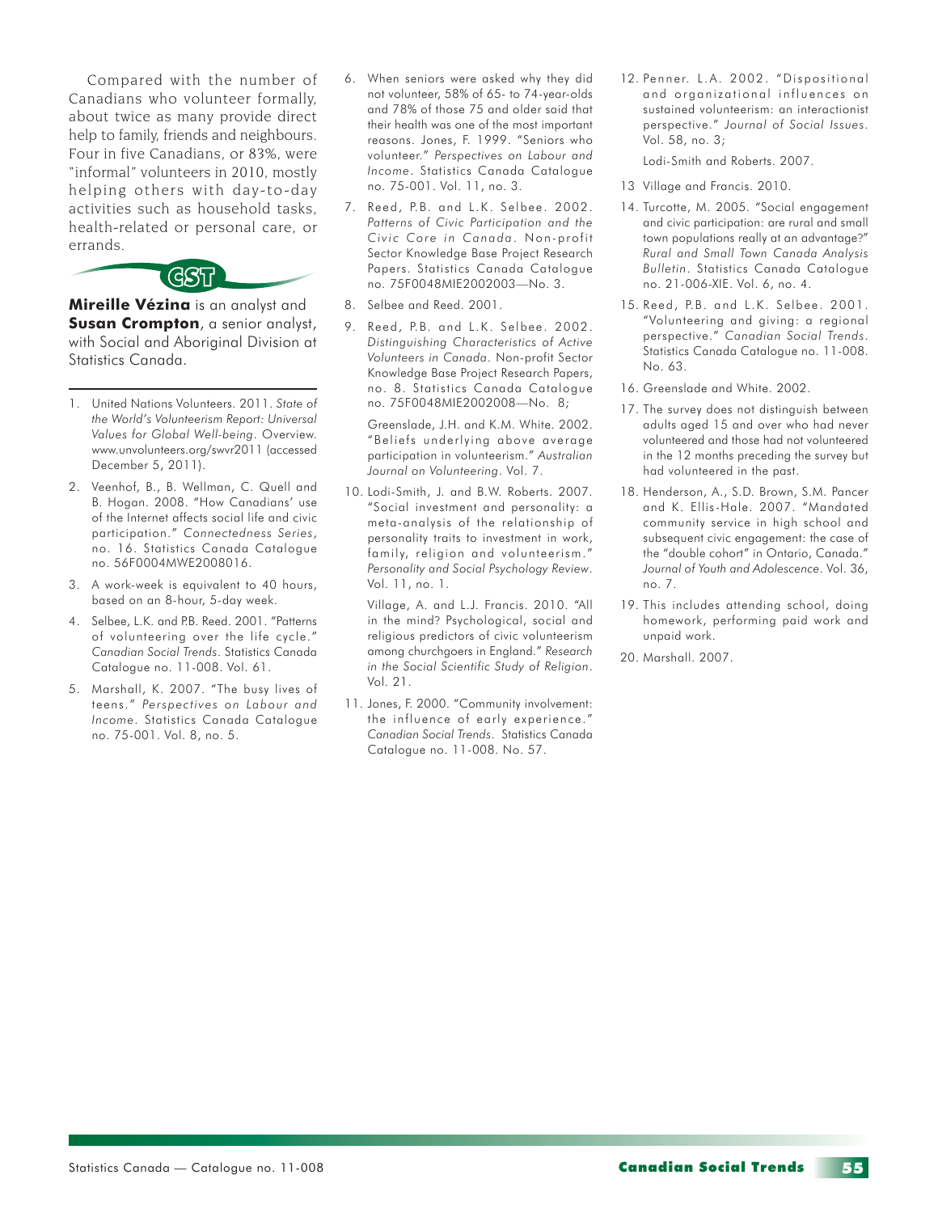Compared with the number of Canadians who volunteer formally, about twice as many provide direct help to family, friends and neighbours. Four in five Canadians, or 83%, were "informal" volunteers in 2010, mostly helping others with day-to-day activities such as household tasks, health-related or personal care, or errands.

**Mireille Vézina** is an analyst and **Susan Crompton**, a senior analyst, with Social and Aboriginal Division at Statistics Canada.

1. United Nations Volunteers. 2011. *State of the World's Volunteerism Report: Universal Values for Global Well-being*. Overview. www.unvolunteers.org/swvr2011 (accessed December 5, 2011).
2. Veenhof, B., B. Wellman, C. Quell and B. Hogan. 2008. "How Canadians' use of the Internet affects social life and civic participation." *Connectedness Series*, no. 16. Statistics Canada Catalogue no. 56F0004MWE2008016.
3. A work-week is equivalent to 40 hours, based on an 8-hour, 5-day week.
4. Selbee, L.K. and P.B. Reed. 2001. "Patterns of volunteering over the life cycle." *Canadian Social Trends*. Statistics Canada Catalogue no. 11-008. Vol. 61.
5. Marshall, K. 2007. "The busy lives of teens." *Perspectives on Labour and Income*. Statistics Canada Catalogue no. 75-001. Vol. 8, no. 5.
6. When seniors were asked why they did not volunteer, 58% of 65- to 74-year-olds and 78% of those 75 and older said that their health was one of the most important reasons. Jones, F. 1999. "Seniors who volunteer." *Perspectives on Labour and Income*. Statistics Canada Catalogue no. 75-001. Vol. 11, no. 3.
7. Reed, P.B. and L.K. Selbee. 2002. *Patterns of Civic Participation and the Civic Core in Canada*. Non-profit Sector Knowledge Base Project Research Papers. Statistics Canada Catalogue no. 75F0048MIE2002003—No. 3.
8. Selbee and Reed. 2001.
9. Reed, P.B. and L.K. Selbee. 2002. *Distinguishing Characteristics of Active Volunteers in Canada*. Non-profit Sector Knowledge Base Project Research Papers, no. 8. Statistics Canada Catalogue no. 75F0048MIE2002008—No. 8;

   Greenslade, J.H. and K.M. White. 2002. "Beliefs underlying above average participation in volunteerism." *Australian Journal on Volunteering*. Vol. 7.
10. Lodi-Smith, J. and B.W. Roberts. 2007. "Social investment and personality: a meta-analysis of the relationship of personality traits to investment in work, family, religion and volunteerism." *Personality and Social Psychology Review*. Vol. 11, no. 1.

    Village, A. and L.J. Francis. 2010. "All in the mind? Psychological, social and religious predictors of civic volunteerism among churchgoers in England." *Research in the Social Scientific Study of Religion*. Vol. 21.
11. Jones, F. 2000. "Community involvement: the influence of early experience." *Canadian Social Trends*. Statistics Canada Catalogue no. 11-008. No. 57.
12. Penner. L.A. 2002. "Dispositional and organizational influences on sustained volunteerism: an interactionist perspective." *Journal of Social Issues*. Vol. 58, no. 3;

    Lodi-Smith and Roberts. 2007.
13. Village and Francis. 2010.
14. Turcotte, M. 2005. "Social engagement and civic participation: are rural and small town populations really at an advantage?" *Rural and Small Town Canada Analysis Bulletin*. Statistics Canada Catalogue no. 21-006-XIE. Vol. 6, no. 4.
15. Reed, P.B. and L.K. Selbee. 2001. "Volunteering and giving: a regional perspective." *Canadian Social Trends*. Statistics Canada Catalogue no. 11-008. No. 63.
16. Greenslade and White. 2002.
17. The survey does not distinguish between adults aged 15 and over who had never volunteered and those had not volunteered in the 12 months preceding the survey but had volunteered in the past.
18. Henderson, A., S.D. Brown, S.M. Pancer and K. Ellis-Hale. 2007. "Mandated community service in high school and subsequent civic engagement: the case of the "double cohort" in Ontario, Canada." *Journal of Youth and Adolescence*. Vol. 36, no. 7.
19. This includes attending school, doing homework, performing paid work and unpaid work.
20. Marshall. 2007.